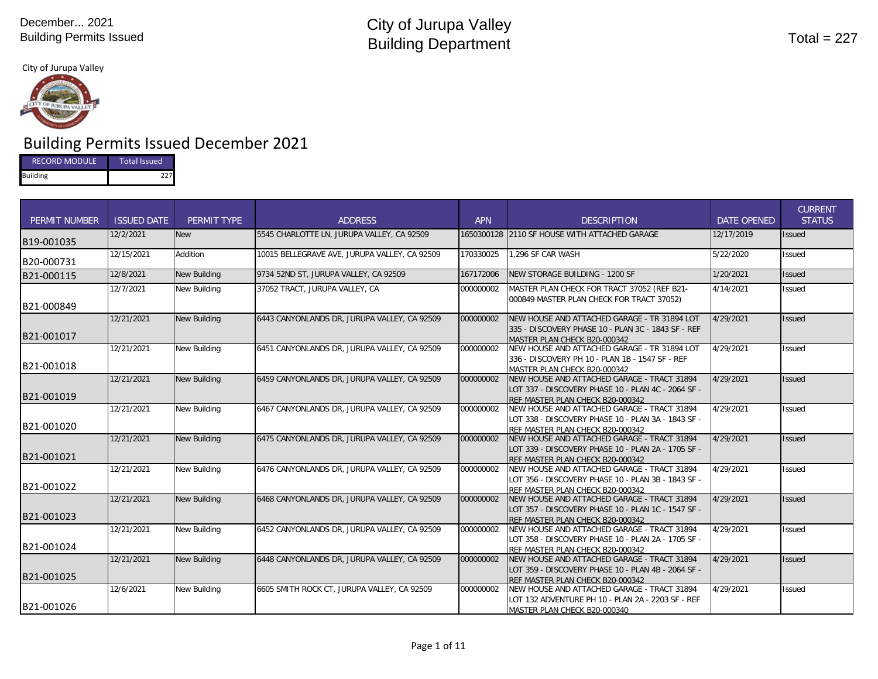December... 2021
Building Permits Issued

# City of Jurupa Valley
# Building Department

Total = 227

City of Jurupa Valley

## Building Permits Issued December 2021

| RECORD MODULE | Total Issued |
|---|---|
| Building | 227 |

| PERMIT NUMBER | ISSUED DATE | PERMIT TYPE | ADDRESS | APN | DESCRIPTION | DATE OPENED | CURRENT STATUS |
|---|---|---|---|---|---|---|---|
| B19-001035 | 12/2/2021 | New | 5545 CHARLOTTE LN, JURUPA VALLEY, CA 92509 | 1650300128 | 2110 SF HOUSE WITH ATTACHED GARAGE | 12/17/2019 | Issued |
| B20-000731 | 12/15/2021 | Addition | 10015 BELLEGRAVE AVE, JURUPA VALLEY, CA 92509 | 170330025 | 1,296 SF CAR WASH | 5/22/2020 | Issued |
| B21-000115 | 12/8/2021 | New Building | 9734 52ND ST, JURUPA VALLEY, CA 92509 | 167172006 | NEW STORAGE BUILDING - 1200 SF | 1/20/2021 | Issued |
| B21-000849 | 12/7/2021 | New Building | 37052 TRACT, JURUPA VALLEY, CA | 000000002 | MASTER PLAN CHECK FOR TRACT 37052 (REF B21-000849 MASTER PLAN CHECK FOR TRACT 37052) | 4/14/2021 | Issued |
| B21-001017 | 12/21/2021 | New Building | 6443 CANYONLANDS DR, JURUPA VALLEY, CA 92509 | 000000002 | NEW HOUSE AND ATTACHED GARAGE - TR 31894 LOT 335 - DISCOVERY PHASE 10 - PLAN 3C - 1843 SF - REF MASTER PLAN CHECK B20-000342 | 4/29/2021 | Issued |
| B21-001018 | 12/21/2021 | New Building | 6451 CANYONLANDS DR, JURUPA VALLEY, CA 92509 | 000000002 | NEW HOUSE AND ATTACHED GARAGE - TR 31894 LOT 336 - DISCOVERY PH 10 - PLAN 1B - 1547 SF - REF MASTER PLAN CHECK B20-000342 | 4/29/2021 | Issued |
| B21-001019 | 12/21/2021 | New Building | 6459 CANYONLANDS DR, JURUPA VALLEY, CA 92509 | 000000002 | NEW HOUSE AND ATTACHED GARAGE - TRACT 31894 LOT 337 - DISCOVERY PHASE 10 - PLAN 4C - 2064 SF - REF MASTER PLAN CHECK B20-000342 | 4/29/2021 | Issued |
| B21-001020 | 12/21/2021 | New Building | 6467 CANYONLANDS DR, JURUPA VALLEY, CA 92509 | 000000002 | NEW HOUSE AND ATTACHED GARAGE - TRACT 31894 LOT 338 - DISCOVERY PHASE 10 - PLAN 3A - 1843 SF - REF MASTER PLAN CHECK B20-000342 | 4/29/2021 | Issued |
| B21-001021 | 12/21/2021 | New Building | 6475 CANYONLANDS DR, JURUPA VALLEY, CA 92509 | 000000002 | NEW HOUSE AND ATTACHED GARAGE - TRACT 31894 LOT 339 - DISCOVERY PHASE 10 - PLAN 2A - 1705 SF - REF MASTER PLAN CHECK B20-000342 | 4/29/2021 | Issued |
| B21-001022 | 12/21/2021 | New Building | 6476 CANYONLANDS DR, JURUPA VALLEY, CA 92509 | 000000002 | NEW HOUSE AND ATTACHED GARAGE - TRACT 31894 LOT 356 - DISCOVERY PHASE 10 - PLAN 3B - 1843 SF - REF MASTER PLAN CHECK B20-000342 | 4/29/2021 | Issued |
| B21-001023 | 12/21/2021 | New Building | 6468 CANYONLANDS DR, JURUPA VALLEY, CA 92509 | 000000002 | NEW HOUSE AND ATTACHED GARAGE - TRACT 31894 LOT 357 - DISCOVERY PHASE 10 - PLAN 1C - 1547 SF - REF MASTER PLAN CHECK B20-000342 | 4/29/2021 | Issued |
| B21-001024 | 12/21/2021 | New Building | 6452 CANYONLANDS DR, JURUPA VALLEY, CA 92509 | 000000002 | NEW HOUSE AND ATTACHED GARAGE - TRACT 31894 LOT 358 - DISCOVERY PHASE 10 - PLAN 2A - 1705 SF - REF MASTER PLAN CHECK B20-000342 | 4/29/2021 | Issued |
| B21-001025 | 12/21/2021 | New Building | 6448 CANYONLANDS DR, JURUPA VALLEY, CA 92509 | 000000002 | NEW HOUSE AND ATTACHED GARAGE - TRACT 31894 LOT 359 - DISCOVERY PHASE 10 - PLAN 4B - 2064 SF - REF MASTER PLAN CHECK B20-000342 | 4/29/2021 | Issued |
| B21-001026 | 12/6/2021 | New Building | 6605 SMITH ROCK CT, JURUPA VALLEY, CA 92509 | 000000002 | NEW HOUSE AND ATTACHED GARAGE - TRACT 31894 LOT 132 ADVENTURE PH 10 - PLAN 2A - 2203 SF - REF MASTER PLAN CHECK B20-000340 | 4/29/2021 | Issued |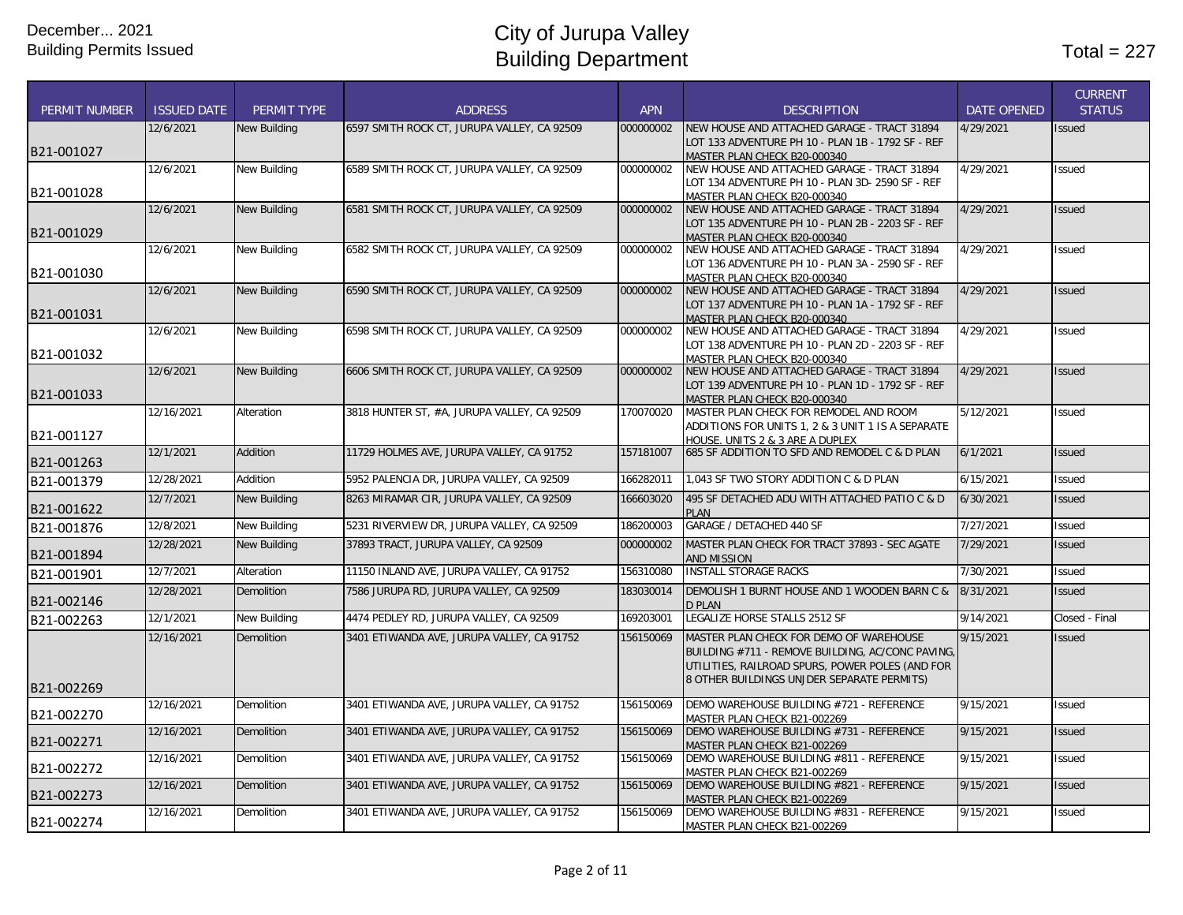December... 2021
Building Permits Issued

# City of Jurupa Valley
# Building Department

Total = 227

| PERMIT NUMBER | ISSUED DATE | PERMIT TYPE | ADDRESS | APN | DESCRIPTION | DATE OPENED | CURRENT STATUS |
|---|---|---|---|---|---|---|---|
| B21-001027 | 12/6/2021 | New Building | 6597 SMITH ROCK CT, JURUPA VALLEY, CA 92509 | 000000002 | NEW HOUSE AND ATTACHED GARAGE - TRACT 31894 LOT 133 ADVENTURE PH 10 - PLAN 1B - 1792 SF - REF MASTER PLAN CHECK B20-000340 | 4/29/2021 | Issued |
| B21-001028 | 12/6/2021 | New Building | 6589 SMITH ROCK CT, JURUPA VALLEY, CA 92509 | 000000002 | NEW HOUSE AND ATTACHED GARAGE - TRACT 31894 LOT 134 ADVENTURE PH 10 - PLAN 3D- 2590 SF - REF MASTER PLAN CHECK B20-000340 | 4/29/2021 | Issued |
| B21-001029 | 12/6/2021 | New Building | 6581 SMITH ROCK CT, JURUPA VALLEY, CA 92509 | 000000002 | NEW HOUSE AND ATTACHED GARAGE - TRACT 31894 LOT 135 ADVENTURE PH 10 - PLAN 2B - 2203 SF - REF MASTER PLAN CHECK B20-000340 | 4/29/2021 | Issued |
| B21-001030 | 12/6/2021 | New Building | 6582 SMITH ROCK CT, JURUPA VALLEY, CA 92509 | 000000002 | NEW HOUSE AND ATTACHED GARAGE - TRACT 31894 LOT 136 ADVENTURE PH 10 - PLAN 3A - 2590 SF - REF MASTER PLAN CHECK B20-000340 | 4/29/2021 | Issued |
| B21-001031 | 12/6/2021 | New Building | 6590 SMITH ROCK CT, JURUPA VALLEY, CA 92509 | 000000002 | NEW HOUSE AND ATTACHED GARAGE - TRACT 31894 LOT 137 ADVENTURE PH 10 - PLAN 1A - 1792 SF - REF MASTER PLAN CHECK B20-000340 | 4/29/2021 | Issued |
| B21-001032 | 12/6/2021 | New Building | 6598 SMITH ROCK CT, JURUPA VALLEY, CA 92509 | 000000002 | NEW HOUSE AND ATTACHED GARAGE - TRACT 31894 LOT 138 ADVENTURE PH 10 - PLAN 2D - 2203 SF - REF MASTER PLAN CHECK B20-000340 | 4/29/2021 | Issued |
| B21-001033 | 12/6/2021 | New Building | 6606 SMITH ROCK CT, JURUPA VALLEY, CA 92509 | 000000002 | NEW HOUSE AND ATTACHED GARAGE - TRACT 31894 LOT 139 ADVENTURE PH 10 - PLAN 1D - 1792 SF - REF MASTER PLAN CHECK B20-000340 | 4/29/2021 | Issued |
| B21-001127 | 12/16/2021 | Alteration | 3818 HUNTER ST, #A, JURUPA VALLEY, CA 92509 | 170070020 | MASTER PLAN CHECK FOR REMODEL AND ROOM ADDITIONS FOR UNITS 1, 2 & 3 UNIT 1 IS A SEPARATE HOUSE. UNITS 2 & 3 ARE A DUPLEX | 5/12/2021 | Issued |
| B21-001263 | 12/1/2021 | Addition | 11729 HOLMES AVE, JURUPA VALLEY, CA 91752 | 157181007 | 685 SF ADDITION TO SFD AND REMODEL C & D PLAN | 6/1/2021 | Issued |
| B21-001379 | 12/28/2021 | Addition | 5952 PALENCIA DR, JURUPA VALLEY, CA 92509 | 166282011 | 1,043 SF TWO STORY ADDITION C & D PLAN | 6/15/2021 | Issued |
| B21-001622 | 12/7/2021 | New Building | 8263 MIRAMAR CIR, JURUPA VALLEY, CA 92509 | 166603020 | 495 SF DETACHED ADU WITH ATTACHED PATIO C & D PLAN | 6/30/2021 | Issued |
| B21-001876 | 12/8/2021 | New Building | 5231 RIVERVIEW DR, JURUPA VALLEY, CA 92509 | 186200003 | GARAGE / DETACHED 440 SF | 7/27/2021 | Issued |
| B21-001894 | 12/28/2021 | New Building | 37893 TRACT, JURUPA VALLEY, CA 92509 | 000000002 | MASTER PLAN CHECK FOR TRACT 37893 - SEC AGATE AND MISSION | 7/29/2021 | Issued |
| B21-001901 | 12/7/2021 | Alteration | 11150 INLAND AVE, JURUPA VALLEY, CA 91752 | 156310080 | INSTALL STORAGE RACKS | 7/30/2021 | Issued |
| B21-002146 | 12/28/2021 | Demolition | 7586 JURUPA RD, JURUPA VALLEY, CA 92509 | 183030014 | DEMOLISH 1 BURNT HOUSE AND 1 WOODEN BARN C & D PLAN | 8/31/2021 | Issued |
| B21-002263 | 12/1/2021 | New Building | 4474 PEDLEY RD, JURUPA VALLEY, CA 92509 | 169203001 | LEGALIZE HORSE STALLS 2512 SF | 9/14/2021 | Closed - Final |
| B21-002269 | 12/16/2021 | Demolition | 3401 ETIWANDA AVE, JURUPA VALLEY, CA 91752 | 156150069 | MASTER PLAN CHECK FOR DEMO OF WAREHOUSE BUILDING #711 - REMOVE BUILDING, AC/CONC PAVING, UTILITIES, RAILROAD SPURS, POWER POLES (AND FOR 8 OTHER BUILDINGS UNJDER SEPARATE PERMITS) | 9/15/2021 | Issued |
| B21-002270 | 12/16/2021 | Demolition | 3401 ETIWANDA AVE, JURUPA VALLEY, CA 91752 | 156150069 | DEMO WAREHOUSE BUILDING #721 - REFERENCE MASTER PLAN CHECK B21-002269 | 9/15/2021 | Issued |
| B21-002271 | 12/16/2021 | Demolition | 3401 ETIWANDA AVE, JURUPA VALLEY, CA 91752 | 156150069 | DEMO WAREHOUSE BUILDING #731 - REFERENCE MASTER PLAN CHECK B21-002269 | 9/15/2021 | Issued |
| B21-002272 | 12/16/2021 | Demolition | 3401 ETIWANDA AVE, JURUPA VALLEY, CA 91752 | 156150069 | DEMO WAREHOUSE BUILDING #811 - REFERENCE MASTER PLAN CHECK B21-002269 | 9/15/2021 | Issued |
| B21-002273 | 12/16/2021 | Demolition | 3401 ETIWANDA AVE, JURUPA VALLEY, CA 91752 | 156150069 | DEMO WAREHOUSE BUILDING #821 - REFERENCE MASTER PLAN CHECK B21-002269 | 9/15/2021 | Issued |
| B21-002274 | 12/16/2021 | Demolition | 3401 ETIWANDA AVE, JURUPA VALLEY, CA 91752 | 156150069 | DEMO WAREHOUSE BUILDING #831 - REFERENCE MASTER PLAN CHECK B21-002269 | 9/15/2021 | Issued |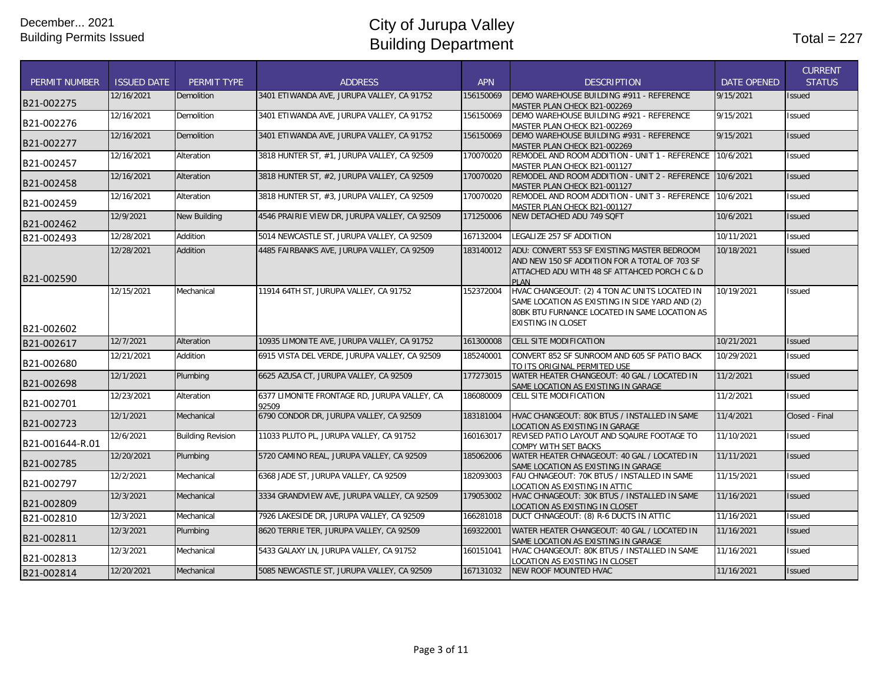December... 2021
Building Permits Issued

# City of Jurupa Valley
# Building Department

Total = 227

| PERMIT NUMBER | ISSUED DATE | PERMIT TYPE | ADDRESS | APN | DESCRIPTION | DATE OPENED | CURRENT STATUS |
|---|---|---|---|---|---|---|---|
| B21-002275 | 12/16/2021 | Demolition | 3401 ETIWANDA AVE, JURUPA VALLEY, CA 91752 | 156150069 | DEMO WAREHOUSE BUILDING #911 - REFERENCE MASTER PLAN CHECK B21-002269 | 9/15/2021 | Issued |
| B21-002276 | 12/16/2021 | Demolition | 3401 ETIWANDA AVE, JURUPA VALLEY, CA 91752 | 156150069 | DEMO WAREHOUSE BUILDING #921 - REFERENCE MASTER PLAN CHECK B21-002269 | 9/15/2021 | Issued |
| B21-002277 | 12/16/2021 | Demolition | 3401 ETIWANDA AVE, JURUPA VALLEY, CA 91752 | 156150069 | DEMO WAREHOUSE BUILDING #931 - REFERENCE MASTER PLAN CHECK B21-002269 | 9/15/2021 | Issued |
| B21-002457 | 12/16/2021 | Alteration | 3818 HUNTER ST, #1, JURUPA VALLEY, CA 92509 | 170070020 | REMODEL AND ROOM ADDITION - UNIT 1 - REFERENCE MASTER PLAN CHECK B21-001127 | 10/6/2021 | Issued |
| B21-002458 | 12/16/2021 | Alteration | 3818 HUNTER ST, #2, JURUPA VALLEY, CA 92509 | 170070020 | REMODEL AND ROOM ADDITION - UNIT 2 - REFERENCE MASTER PLAN CHECK B21-001127 | 10/6/2021 | Issued |
| B21-002459 | 12/16/2021 | Alteration | 3818 HUNTER ST, #3, JURUPA VALLEY, CA 92509 | 170070020 | REMODEL AND ROOM ADDITION - UNIT 3 - REFERENCE MASTER PLAN CHECK B21-001127 | 10/6/2021 | Issued |
| B21-002462 | 12/9/2021 | New Building | 4546 PRAIRIE VIEW DR, JURUPA VALLEY, CA 92509 | 171250006 | NEW DETACHED ADU 749 SQFT | 10/6/2021 | Issued |
| B21-002493 | 12/28/2021 | Addition | 5014 NEWCASTLE ST, JURUPA VALLEY, CA 92509 | 167132004 | LEGALIZE 257 SF ADDITION | 10/11/2021 | Issued |
| B21-002590 | 12/28/2021 | Addition | 4485 FAIRBANKS AVE, JURUPA VALLEY, CA 92509 | 183140012 | ADU: CONVERT 553 SF EXISTING MASTER BEDROOM AND NEW 150 SF ADDITION FOR A TOTAL OF 703 SF ATTACHED ADU WITH 48 SF ATTAHCED PORCH C & D PLAN | 10/18/2021 | Issued |
| B21-002602 | 12/15/2021 | Mechanical | 11914 64TH ST, JURUPA VALLEY, CA 91752 | 152372004 | HVAC CHANGEOUT: (2) 4 TON AC UNITS LOCATED IN SAME LOCATION AS EXISTING IN SIDE YARD AND (2) 80BK BTU FURNANCE LOCATED IN SAME LOCATION AS EXISTING IN CLOSET | 10/19/2021 | Issued |
| B21-002617 | 12/7/2021 | Alteration | 10935 LIMONITE AVE, JURUPA VALLEY, CA 91752 | 161300008 | CELL SITE MODIFICATION | 10/21/2021 | Issued |
| B21-002680 | 12/21/2021 | Addition | 6915 VISTA DEL VERDE, JURUPA VALLEY, CA 92509 | 185240001 | CONVERT 852 SF SUNROOM AND 605 SF PATIO BACK TO ITS ORIGINAL PERMITED USE | 10/29/2021 | Issued |
| B21-002698 | 12/1/2021 | Plumbing | 6625 AZUSA CT, JURUPA VALLEY, CA 92509 | 177273015 | WATER HEATER CHANGEOUT: 40 GAL / LOCATED IN SAME LOCATION AS EXISTING IN GARAGE | 11/2/2021 | Issued |
| B21-002701 | 12/23/2021 | Alteration | 6377 LIMONITE FRONTAGE RD, JURUPA VALLEY, CA 92509 | 186080009 | CELL SITE MODIFICATION | 11/2/2021 | Issued |
| B21-002723 | 12/1/2021 | Mechanical | 6790 CONDOR DR, JURUPA VALLEY, CA 92509 | 183181004 | HVAC CHANGEOUT: 80K BTUS / INSTALLED IN SAME LOCATION AS EXISTING IN GARAGE | 11/4/2021 | Closed - Final |
| B21-001644-R.01 | 12/6/2021 | Building Revision | 11033 PLUTO PL, JURUPA VALLEY, CA 91752 | 160163017 | REVISED PATIO LAYOUT AND SQAURE FOOTAGE TO COMPY WITH SET BACKS | 11/10/2021 | Issued |
| B21-002785 | 12/20/2021 | Plumbing | 5720 CAMINO REAL, JURUPA VALLEY, CA 92509 | 185062006 | WATER HEATER CHNAGEOUT: 40 GAL / LOCATED IN SAME LOCATION AS EXISTING IN GARAGE | 11/11/2021 | Issued |
| B21-002797 | 12/2/2021 | Mechanical | 6368 JADE ST, JURUPA VALLEY, CA 92509 | 182093003 | FAU CHNAGEOUT: 70K BTUS / INSTALLED IN SAME LOCATION AS EXISTING IN ATTIC | 11/15/2021 | Issued |
| B21-002809 | 12/3/2021 | Mechanical | 3334 GRANDVIEW AVE, JURUPA VALLEY, CA 92509 | 179053002 | HVAC CHNAGEOUT: 30K BTUS / INSTALLED IN SAME LOCATION AS EXISTING IN CLOSET | 11/16/2021 | Issued |
| B21-002810 | 12/3/2021 | Mechanical | 7926 LAKESIDE DR, JURUPA VALLEY, CA 92509 | 166281018 | DUCT CHNAGEOUT: (8) R-6 DUCTS IN ATTIC | 11/16/2021 | Issued |
| B21-002811 | 12/3/2021 | Plumbing | 8620 TERRIE TER, JURUPA VALLEY, CA 92509 | 169322001 | WATER HEATER CHANGEOUT: 40 GAL / LOCATED IN SAME LOCATION AS EXISTING IN GARAGE | 11/16/2021 | Issued |
| B21-002813 | 12/3/2021 | Mechanical | 5433 GALAXY LN, JURUPA VALLEY, CA 91752 | 160151041 | HVAC CHANGEOUT: 80K BTUS / INSTALLED IN SAME LOCATION AS EXISTING IN CLOSET | 11/16/2021 | Issued |
| B21-002814 | 12/20/2021 | Mechanical | 5085 NEWCASTLE ST, JURUPA VALLEY, CA 92509 | 167131032 | NEW ROOF MOUNTED HVAC | 11/16/2021 | Issued |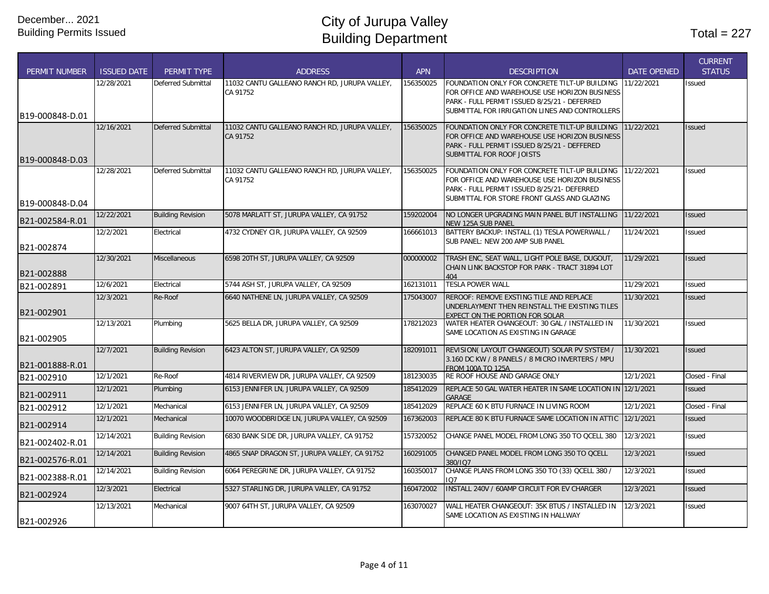December... 2021
Building Permits Issued

# City of Jurupa Valley
# Building Department

Total = 227

| PERMIT NUMBER | ISSUED DATE | PERMIT TYPE | ADDRESS | APN | DESCRIPTION | DATE OPENED | CURRENT STATUS |
|---|---|---|---|---|---|---|---|
| B19-000848-D.01 | 12/28/2021 | Deferred Submittal | 11032 CANTU GALLEANO RANCH RD, JURUPA VALLEY, CA 91752 | 156350025 | FOUNDATION ONLY FOR CONCRETE TILT-UP BUILDING FOR OFFICE AND WAREHOUSE USE HORIZON BUSINESS PARK - FULL PERMIT ISSUED 8/25/21 - DEFERRED SUBMITTAL FOR IRRIGATION LINES AND CONTROLLERS | 11/22/2021 | Issued |
| B19-000848-D.03 | 12/16/2021 | Deferred Submittal | 11032 CANTU GALLEANO RANCH RD, JURUPA VALLEY, CA 91752 | 156350025 | FOUNDATION ONLY FOR CONCRETE TILT-UP BUILDING FOR OFFICE AND WAREHOUSE USE HORIZON BUSINESS PARK - FULL PERMIT ISSUED 8/25/21 - DEFFERED SUBMITTAL FOR ROOF JOISTS | 11/22/2021 | Issued |
| B19-000848-D.04 | 12/28/2021 | Deferred Submittal | 11032 CANTU GALLEANO RANCH RD, JURUPA VALLEY, CA 91752 | 156350025 | FOUNDATION ONLY FOR CONCRETE TILT-UP BUILDING FOR OFFICE AND WAREHOUSE USE HORIZON BUSINESS PARK - FULL PERMIT ISSUED 8/25/21- DEFERRED SUBMITTAL FOR STORE FRONT GLASS AND GLAZING | 11/22/2021 | Issued |
| B21-002584-R.01 | 12/22/2021 | Building Revision | 5078 MARLATT ST, JURUPA VALLEY, CA 91752 | 159202004 | NO LONGER UPGRADING MAIN PANEL BUT INSTALLING NEW 125A SUB PANEL | 11/22/2021 | Issued |
| B21-002874 | 12/2/2021 | Electrical | 4732 CYDNEY CIR, JURUPA VALLEY, CA 92509 | 166661013 | BATTERY BACKUP: INSTALL (1) TESLA POWERWALL / SUB PANEL: NEW 200 AMP SUB PANEL | 11/24/2021 | Issued |
| B21-002888 | 12/30/2021 | Miscellaneous | 6598 20TH ST, JURUPA VALLEY, CA 92509 | 000000002 | TRASH ENC, SEAT WALL, LIGHT POLE BASE, DUGOUT, CHAIN LINK BACKSTOP FOR PARK - TRACT 31894 LOT 404 | 11/29/2021 | Issued |
| B21-002891 | 12/6/2021 | Electrical | 5744 ASH ST, JURUPA VALLEY, CA 92509 | 162131011 | TESLA POWER WALL | 11/29/2021 | Issued |
| B21-002901 | 12/3/2021 | Re-Roof | 6640 NATHENE LN, JURUPA VALLEY, CA 92509 | 175043007 | REROOF: REMOVE EXSTING TILE AND REPLACE UNDERLAYMENT THEN REINSTALL THE EXISTING TILES EXPECT ON THE PORTION FOR SOLAR | 11/30/2021 | Issued |
| B21-002905 | 12/13/2021 | Plumbing | 5625 BELLA DR, JURUPA VALLEY, CA 92509 | 178212023 | WATER HEATER CHANGEOUT: 30 GAL / INSTALLED IN SAME LOCATION AS EXISTING IN GARAGE | 11/30/2021 | Issued |
| B21-001888-R.01 | 12/7/2021 | Building Revision | 6423 ALTON ST, JURUPA VALLEY, CA 92509 | 182091011 | REVISION( LAYOUT CHANGEOUT) SOLAR PV SYSTEM / 3.160 DC KW / 8 PANELS / 8 MICRO INVERTERS / MPU FROM 100A TO 125A | 11/30/2021 | Issued |
| B21-002910 | 12/1/2021 | Re-Roof | 4814 RIVERVIEW DR, JURUPA VALLEY, CA 92509 | 181230035 | RE ROOF HOUSE AND GARAGE ONLY | 12/1/2021 | Closed - Final |
| B21-002911 | 12/1/2021 | Plumbing | 6153 JENNIFER LN, JURUPA VALLEY, CA 92509 | 185412029 | REPLACE 50 GAL WATER HEATER IN SAME LOCATION IN GARAGE | 12/1/2021 | Issued |
| B21-002912 | 12/1/2021 | Mechanical | 6153 JENNIFER LN, JURUPA VALLEY, CA 92509 | 185412029 | REPLACE 60 K BTU FURNACE IN LIVING ROOM | 12/1/2021 | Closed - Final |
| B21-002914 | 12/1/2021 | Mechanical | 10070 WOODBRIDGE LN, JURUPA VALLEY, CA 92509 | 167362003 | REPLACE 80 K BTU FURNACE SAME LOCATION IN ATTIC | 12/1/2021 | Issued |
| B21-002402-R.01 | 12/14/2021 | Building Revision | 6830 BANK SIDE DR, JURUPA VALLEY, CA 91752 | 157320052 | CHANGE PANEL MODEL FROM LONG 350 TO QCELL 380 | 12/3/2021 | Issued |
| B21-002576-R.01 | 12/14/2021 | Building Revision | 4865 SNAP DRAGON ST, JURUPA VALLEY, CA 91752 | 160291005 | CHANGED PANEL MODEL FROM LONG 350 TO QCELL 380/IQ7 | 12/3/2021 | Issued |
| B21-002388-R.01 | 12/14/2021 | Building Revision | 6064 PEREGRINE DR, JURUPA VALLEY, CA 91752 | 160350017 | CHANGE PLANS FROM LONG 350 TO (33) QCELL 380 / IQ7 | 12/3/2021 | Issued |
| B21-002924 | 12/3/2021 | Electrical | 5327 STARLING DR, JURUPA VALLEY, CA 91752 | 160472002 | INSTALL 240V / 60AMP CIRCUIT FOR EV CHARGER | 12/3/2021 | Issued |
| B21-002926 | 12/13/2021 | Mechanical | 9007 64TH ST, JURUPA VALLEY, CA 92509 | 163070027 | WALL HEATER CHANGEOUT: 35K BTUS / INSTALLED IN SAME LOCATION AS EXISTING IN HALLWAY | 12/3/2021 | Issued |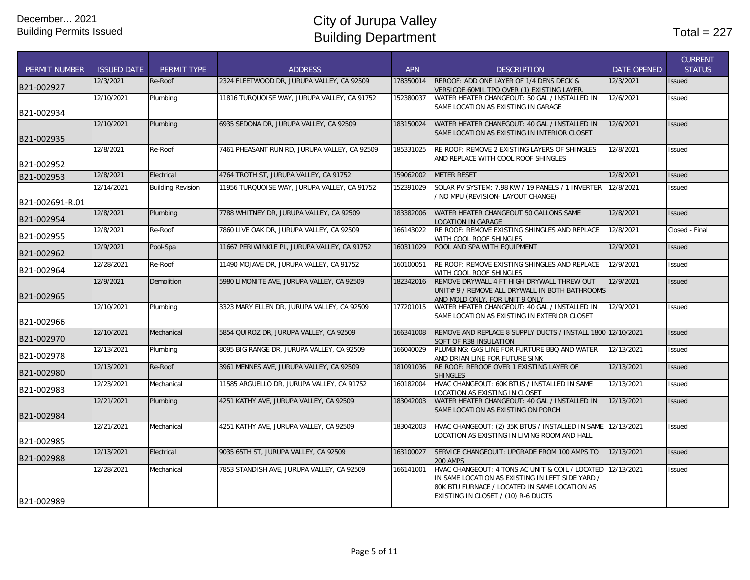December... 2021
Building Permits Issued

# City of Jurupa Valley
# Building Department

Total = 227

| PERMIT NUMBER | ISSUED DATE | PERMIT TYPE | ADDRESS | APN | DESCRIPTION | DATE OPENED | CURRENT STATUS |
|---|---|---|---|---|---|---|---|
| B21-002927 | 12/3/2021 | Re-Roof | 2324 FLEETWOOD DR, JURUPA VALLEY, CA 92509 | 178350014 | REROOF: ADD ONE LAYER OF 1/4 DENS DECK & VERSICOE 60MIL TPO OVER (1) EXISTING LAYER. | 12/3/2021 | Issued |
| B21-002934 | 12/10/2021 | Plumbing | 11816 TURQUOISE WAY, JURUPA VALLEY, CA 91752 | 152380037 | WATER HEATER CHANGEOUT: 50 GAL / INSTALLED IN SAME LOCATION AS EXISTING IN GARAGE | 12/6/2021 | Issued |
| B21-002935 | 12/10/2021 | Plumbing | 6935 SEDONA DR, JURUPA VALLEY, CA 92509 | 183150024 | WATER HEATER CHANEGOUT: 40 GAL / INSTALLED IN SAME LOCATION AS EXISTING IN INTERIOR CLOSET | 12/6/2021 | Issued |
| B21-002952 | 12/8/2021 | Re-Roof | 7461 PHEASANT RUN RD, JURUPA VALLEY, CA 92509 | 185331025 | RE ROOF: REMOVE 2 EXISTING LAYERS OF SHINGLES AND REPLACE WITH COOL ROOF SHINGLES | 12/8/2021 | Issued |
| B21-002953 | 12/8/2021 | Electrical | 4764 TROTH ST, JURUPA VALLEY, CA 91752 | 159062002 | METER RESET | 12/8/2021 | Issued |
| B21-002691-R.01 | 12/14/2021 | Building Revision | 11956 TURQUOISE WAY, JURUPA VALLEY, CA 91752 | 152391029 | SOLAR PV SYSTEM: 7.98 KW / 19 PANELS / 1 INVERTER / NO MPU (REVISION- LAYOUT CHANGE) | 12/8/2021 | Issued |
| B21-002954 | 12/8/2021 | Plumbing | 7788 WHITNEY DR, JURUPA VALLEY, CA 92509 | 183382006 | WATER HEATER CHANGEOUT 50 GALLONS SAME LOCATION IN GARAGE | 12/8/2021 | Issued |
| B21-002955 | 12/8/2021 | Re-Roof | 7860 LIVE OAK DR, JURUPA VALLEY, CA 92509 | 166143022 | RE ROOF: REMOVE EXISTING SHINGLES AND REPLACE WITH COOL ROOF SHINGLES | 12/8/2021 | Closed - Final |
| B21-002962 | 12/9/2021 | Pool-Spa | 11667 PERIWINKLE PL, JURUPA VALLEY, CA 91752 | 160311029 | POOL AND SPA WITH EQUIPMENT | 12/9/2021 | Issued |
| B21-002964 | 12/28/2021 | Re-Roof | 11490 MOJAVE DR, JURUPA VALLEY, CA 91752 | 160100051 | RE ROOF: REMOVE EXISTING SHINGLES AND REPLACE WITH COOL ROOF SHINGLES | 12/9/2021 | Issued |
| B21-002965 | 12/9/2021 | Demolition | 5980 LIMONITE AVE, JURUPA VALLEY, CA 92509 | 182342016 | REMOVE DRYWALL 4 FT HIGH DRYWALL THREW OUT UNIT# 9 / REMOVE ALL DRYWALL IN BOTH BATHROOMS AND MOLD ONLY. FOR UNIT 9 ONLY | 12/9/2021 | Issued |
| B21-002966 | 12/10/2021 | Plumbing | 3323 MARY ELLEN DR, JURUPA VALLEY, CA 92509 | 177201015 | WATER HEATER CHANGEOUT: 40 GAL / INSTALLED IN SAME LOCATION AS EXISTING IN EXTERIOR CLOSET | 12/9/2021 | Issued |
| B21-002970 | 12/10/2021 | Mechanical | 5854 QUIROZ DR, JURUPA VALLEY, CA 92509 | 166341008 | REMOVE AND REPLACE 8 SUPPLY DUCTS / INSTALL 1800 SQFT OF R38 INSULATION | 12/10/2021 | Issued |
| B21-002978 | 12/13/2021 | Plumbing | 8095 BIG RANGE DR, JURUPA VALLEY, CA 92509 | 166040029 | PLUMBING: GAS LINE FOR FURTURE BBQ AND WATER AND DRIAN LINE FOR FUTURE SINK | 12/13/2021 | Issued |
| B21-002980 | 12/13/2021 | Re-Roof | 3961 MENNES AVE, JURUPA VALLEY, CA 92509 | 181091036 | RE ROOF: REROOF OVER 1 EXISTING LAYER OF SHINGLES | 12/13/2021 | Issued |
| B21-002983 | 12/23/2021 | Mechanical | 11585 ARGUELLO DR, JURUPA VALLEY, CA 91752 | 160182004 | HVAC CHANGEOUT: 60K BTUS / INSTALLED IN SAME LOCATION AS EXISTING IN CLOSET | 12/13/2021 | Issued |
| B21-002984 | 12/21/2021 | Plumbing | 4251 KATHY AVE, JURUPA VALLEY, CA 92509 | 183042003 | WATER HEATER CHANGEOUT: 40 GAL / INSTALLED IN SAME LOCATION AS EXISTING ON PORCH | 12/13/2021 | Issued |
| B21-002985 | 12/21/2021 | Mechanical | 4251 KATHY AVE, JURUPA VALLEY, CA 92509 | 183042003 | HVAC CHANGEOUT: (2) 35K BTUS / INSTALLED IN SAME LOCATION AS EXISTING IN LIVING ROOM AND HALL | 12/13/2021 | Issued |
| B21-002988 | 12/13/2021 | Electrical | 9035 65TH ST, JURUPA VALLEY, CA 92509 | 163100027 | SERVICE CHANGEOUIT: UPGRADE FROM 100 AMPS TO 200 AMPS | 12/13/2021 | Issued |
| B21-002989 | 12/28/2021 | Mechanical | 7853 STANDISH AVE, JURUPA VALLEY, CA 92509 | 166141001 | HVAC CHANGEOUT: 4 TONS AC UNIT & COIL / LOCATED IN SAME LOCATION AS EXISTING IN LEFT SIDE YARD / 80K BTU FURNACE / LOCATED IN SAME LOCATION AS EXISTING IN CLOSET / (10) R-6 DUCTS | 12/13/2021 | Issued |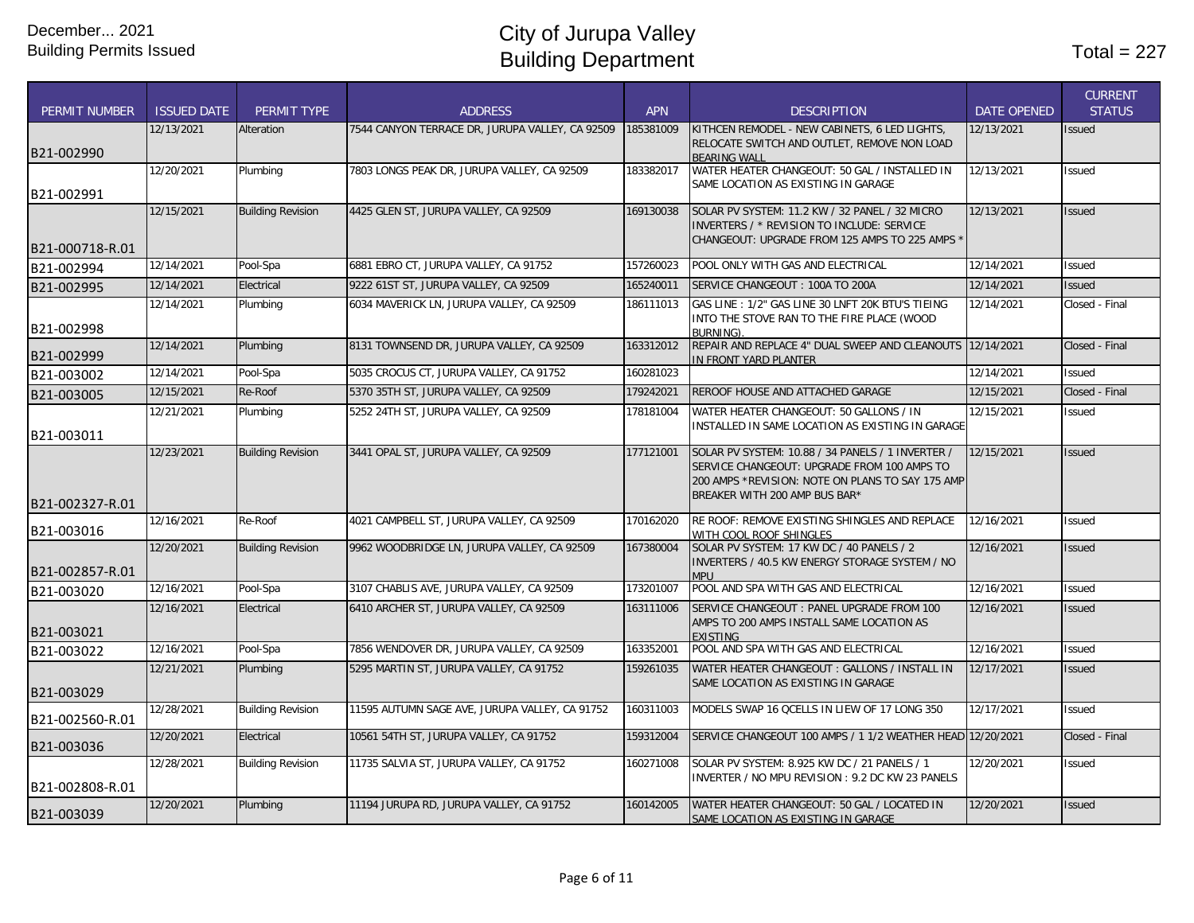December... 2021
Building Permits Issued

# City of Jurupa Valley
# Building Department

Total = 227

| PERMIT NUMBER | ISSUED DATE | PERMIT TYPE | ADDRESS | APN | DESCRIPTION | DATE OPENED | CURRENT STATUS |
|---|---|---|---|---|---|---|---|
| B21-002990 | 12/13/2021 | Alteration | 7544 CANYON TERRACE DR, JURUPA VALLEY, CA 92509 | 185381009 | KITHCEN REMODEL - NEW CABINETS, 6 LED LIGHTS, RELOCATE SWITCH AND OUTLET, REMOVE NON LOAD BEARING WALL | 12/13/2021 | Issued |
| B21-002991 | 12/20/2021 | Plumbing | 7803 LONGS PEAK DR, JURUPA VALLEY, CA 92509 | 183382017 | WATER HEATER CHANGEOUT: 50 GAL / INSTALLED IN SAME LOCATION AS EXISTING IN GARAGE | 12/13/2021 | Issued |
| B21-000718-R.01 | 12/15/2021 | Building Revision | 4425 GLEN ST, JURUPA VALLEY, CA 92509 | 169130038 | SOLAR PV SYSTEM: 11.2 KW / 32 PANEL / 32 MICRO INVERTERS / * REVISION TO INCLUDE: SERVICE CHANGEOUT: UPGRADE FROM 125 AMPS TO 225 AMPS * | 12/13/2021 | Issued |
| B21-002994 | 12/14/2021 | Pool-Spa | 6881 EBRO CT, JURUPA VALLEY, CA 91752 | 157260023 | POOL ONLY WITH GAS AND ELECTRICAL | 12/14/2021 | Issued |
| B21-002995 | 12/14/2021 | Electrical | 9222 61ST ST, JURUPA VALLEY, CA 92509 | 165240011 | SERVICE CHANGEOUT : 100A TO 200A | 12/14/2021 | Issued |
| B21-002998 | 12/14/2021 | Plumbing | 6034 MAVERICK LN, JURUPA VALLEY, CA 92509 | 186111013 | GAS LINE : 1/2" GAS LINE 30 LNFT 20K BTU'S TIEING INTO THE STOVE RAN TO THE FIRE PLACE (WOOD BURNING). | 12/14/2021 | Closed - Final |
| B21-002999 | 12/14/2021 | Plumbing | 8131 TOWNSEND DR, JURUPA VALLEY, CA 92509 | 163312012 | REPAIR AND REPLACE 4" DUAL SWEEP AND CLEANOUTS IN FRONT YARD PLANTER | 12/14/2021 | Closed - Final |
| B21-003002 | 12/14/2021 | Pool-Spa | 5035 CROCUS CT, JURUPA VALLEY, CA 91752 | 160281023 | | 12/14/2021 | Issued |
| B21-003005 | 12/15/2021 | Re-Roof | 5370 35TH ST, JURUPA VALLEY, CA 92509 | 179242021 | REROOF HOUSE AND ATTACHED GARAGE | 12/15/2021 | Closed - Final |
| B21-003011 | 12/21/2021 | Plumbing | 5252 24TH ST, JURUPA VALLEY, CA 92509 | 178181004 | WATER HEATER CHANGEOUT: 50 GALLONS / IN INSTALLED IN SAME LOCATION AS EXISTING IN GARAGE | 12/15/2021 | Issued |
| B21-002327-R.01 | 12/23/2021 | Building Revision | 3441 OPAL ST, JURUPA VALLEY, CA 92509 | 177121001 | SOLAR PV SYSTEM: 10.88 / 34 PANELS / 1 INVERTER / SERVICE CHANGEOUT: UPGRADE FROM 100 AMPS TO 200 AMPS *REVISION: NOTE ON PLANS TO SAY 175 AMP BREAKER WITH 200 AMP BUS BAR* | 12/15/2021 | Issued |
| B21-003016 | 12/16/2021 | Re-Roof | 4021 CAMPBELL ST, JURUPA VALLEY, CA 92509 | 170162020 | RE ROOF: REMOVE EXISTING SHINGLES AND REPLACE WITH COOL ROOF SHINGLES | 12/16/2021 | Issued |
| B21-002857-R.01 | 12/20/2021 | Building Revision | 9962 WOODBRIDGE LN, JURUPA VALLEY, CA 92509 | 167380004 | SOLAR PV SYSTEM: 17 KW DC / 40 PANELS / 2 INVERTERS / 40.5 KW ENERGY STORAGE SYSTEM / NO MPU | 12/16/2021 | Issued |
| B21-003020 | 12/16/2021 | Pool-Spa | 3107 CHABLIS AVE, JURUPA VALLEY, CA 92509 | 173201007 | POOL AND SPA WITH GAS AND ELECTRICAL | 12/16/2021 | Issued |
| B21-003021 | 12/16/2021 | Electrical | 6410 ARCHER ST, JURUPA VALLEY, CA 92509 | 163111006 | SERVICE CHANGEOUT : PANEL UPGRADE FROM 100 AMPS TO 200 AMPS INSTALL SAME LOCATION AS EXISTING | 12/16/2021 | Issued |
| B21-003022 | 12/16/2021 | Pool-Spa | 7856 WENDOVER DR, JURUPA VALLEY, CA 92509 | 163352001 | POOL AND SPA WITH GAS AND ELECTRICAL | 12/16/2021 | Issued |
| B21-003029 | 12/21/2021 | Plumbing | 5295 MARTIN ST, JURUPA VALLEY, CA 91752 | 159261035 | WATER HEATER CHANGEOUT : GALLONS / INSTALL IN SAME LOCATION AS EXISTING IN GARAGE | 12/17/2021 | Issued |
| B21-002560-R.01 | 12/28/2021 | Building Revision | 11595 AUTUMN SAGE AVE, JURUPA VALLEY, CA 91752 | 160311003 | MODELS SWAP 16 QCELLS IN LIEW OF 17 LONG 350 | 12/17/2021 | Issued |
| B21-003036 | 12/20/2021 | Electrical | 10561 54TH ST, JURUPA VALLEY, CA 91752 | 159312004 | SERVICE CHANGEOUT 100 AMPS / 1 1/2 WEATHER HEAD | 12/20/2021 | Closed - Final |
| B21-002808-R.01 | 12/28/2021 | Building Revision | 11735 SALVIA ST, JURUPA VALLEY, CA 91752 | 160271008 | SOLAR PV SYSTEM: 8.925 KW DC / 21 PANELS / 1 INVERTER / NO MPU REVISION : 9.2 DC KW 23 PANELS | 12/20/2021 | Issued |
| B21-003039 | 12/20/2021 | Plumbing | 11194 JURUPA RD, JURUPA VALLEY, CA 91752 | 160142005 | WATER HEATER CHANGEOUT: 50 GAL / LOCATED IN SAME LOCATION AS EXISTING IN GARAGE | 12/20/2021 | Issued |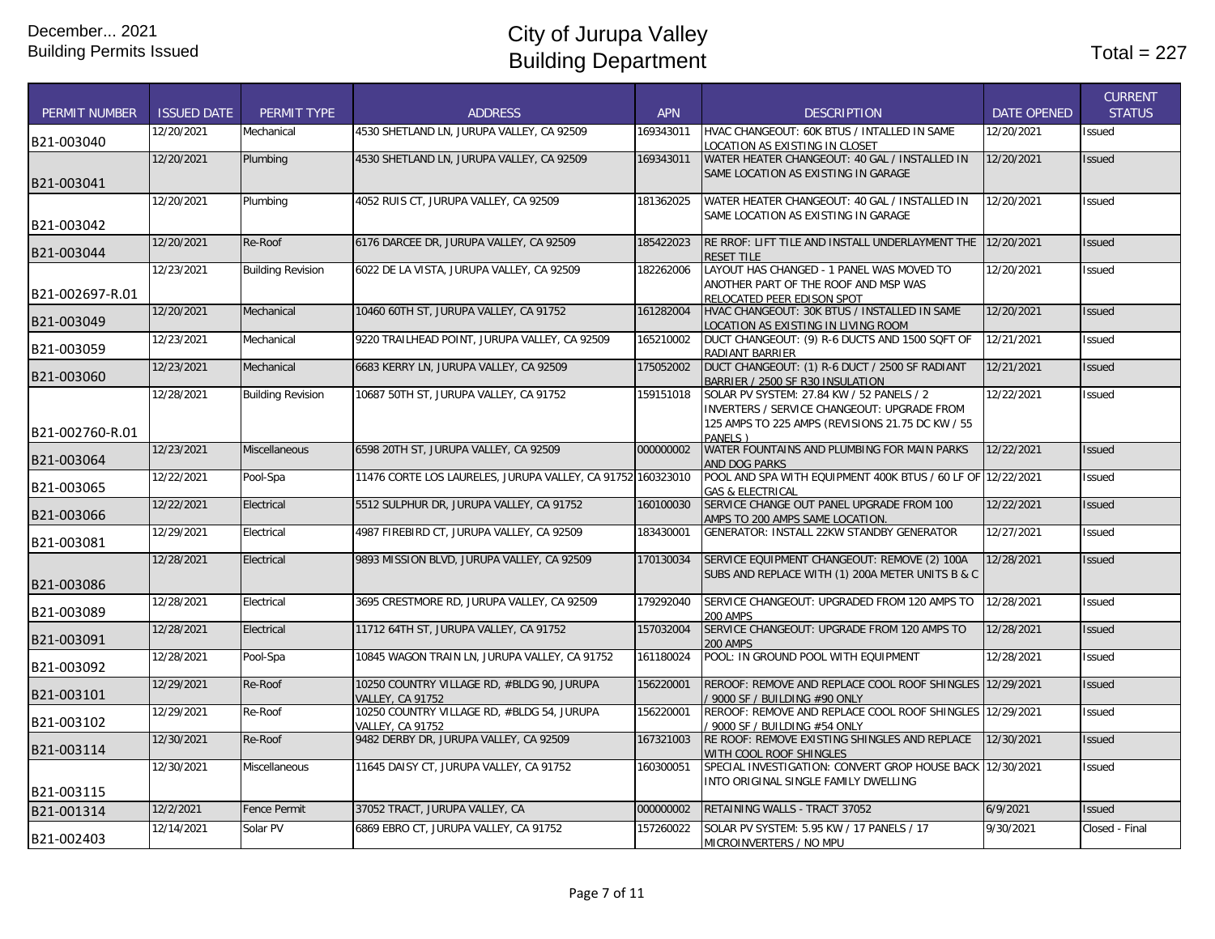December... 2021
Building Permits Issued

# City of Jurupa Valley
# Building Department

Total = 227

| PERMIT NUMBER | ISSUED DATE | PERMIT TYPE | ADDRESS | APN | DESCRIPTION | DATE OPENED | CURRENT STATUS |
|---|---|---|---|---|---|---|---|
| B21-003040 | 12/20/2021 | Mechanical | 4530 SHETLAND LN, JURUPA VALLEY, CA 92509 | 169343011 | HVAC CHANGEOUT: 60K BTUS / INTALLED IN SAME LOCATION AS EXISTING IN CLOSET | 12/20/2021 | Issued |
| B21-003041 | 12/20/2021 | Plumbing | 4530 SHETLAND LN, JURUPA VALLEY, CA 92509 | 169343011 | WATER HEATER CHANGEOUT: 40 GAL / INSTALLED IN SAME LOCATION AS EXISTING IN GARAGE | 12/20/2021 | Issued |
| B21-003042 | 12/20/2021 | Plumbing | 4052 RUIS CT, JURUPA VALLEY, CA 92509 | 181362025 | WATER HEATER CHANGEOUT: 40 GAL / INSTALLED IN SAME LOCATION AS EXISTING IN GARAGE | 12/20/2021 | Issued |
| B21-003044 | 12/20/2021 | Re-Roof | 6176 DARCEE DR, JURUPA VALLEY, CA 92509 | 185422023 | RE RROF: LIFT TILE AND INSTALL UNDERLAYMENT THE RESET TILE | 12/20/2021 | Issued |
| B21-002697-R.01 | 12/23/2021 | Building Revision | 6022 DE LA VISTA, JURUPA VALLEY, CA 92509 | 182262006 | LAYOUT HAS CHANGED - 1 PANEL WAS MOVED TO ANOTHER PART OF THE ROOF AND MSP WAS RELOCATED PEER EDISON SPOT | 12/20/2021 | Issued |
| B21-003049 | 12/20/2021 | Mechanical | 10460 60TH ST, JURUPA VALLEY, CA 91752 | 161282004 | HVAC CHANGEOUT: 30K BTUS / INSTALLED IN SAME LOCATION AS EXISTING IN LIVING ROOM | 12/20/2021 | Issued |
| B21-003059 | 12/23/2021 | Mechanical | 9220 TRAILHEAD POINT, JURUPA VALLEY, CA 92509 | 165210002 | DUCT CHANGEOUT: (9) R-6 DUCTS AND 1500 SQFT OF RADIANT BARRIER | 12/21/2021 | Issued |
| B21-003060 | 12/23/2021 | Mechanical | 6683 KERRY LN, JURUPA VALLEY, CA 92509 | 175052002 | DUCT CHANGEOUT: (1) R-6 DUCT / 2500 SF RADIANT BARRIER / 2500 SF R30 INSULATION | 12/21/2021 | Issued |
| B21-002760-R.01 | 12/28/2021 | Building Revision | 10687 50TH ST, JURUPA VALLEY, CA 91752 | 159151018 | SOLAR PV SYSTEM: 27.84 KW / 52 PANELS / 2 INVERTERS / SERVICE CHANGEOUT: UPGRADE FROM 125 AMPS TO 225 AMPS (REVISIONS 21.75 DC KW / 55 PANELS ) | 12/22/2021 | Issued |
| B21-003064 | 12/23/2021 | Miscellaneous | 6598 20TH ST, JURUPA VALLEY, CA 92509 | 000000002 | WATER FOUNTAINS AND PLUMBING FOR MAIN PARKS AND DOG PARKS | 12/22/2021 | Issued |
| B21-003065 | 12/22/2021 | Pool-Spa | 11476 CORTE LOS LAURELES, JURUPA VALLEY, CA 91752 | 160323010 | POOL AND SPA WITH EQUIPMENT 400K BTUS / 60 LF OF GAS & ELECTRICAL | 12/22/2021 | Issued |
| B21-003066 | 12/22/2021 | Electrical | 5512 SULPHUR DR, JURUPA VALLEY, CA 91752 | 160100030 | SERVICE CHANGE OUT PANEL UPGRADE FROM 100 AMPS TO 200 AMPS SAME LOCATION. | 12/22/2021 | Issued |
| B21-003081 | 12/29/2021 | Electrical | 4987 FIREBIRD CT, JURUPA VALLEY, CA 92509 | 183430001 | GENERATOR: INSTALL 22KW STANDBY GENERATOR | 12/27/2021 | Issued |
| B21-003086 | 12/28/2021 | Electrical | 9893 MISSION BLVD, JURUPA VALLEY, CA 92509 | 170130034 | SERVICE EQUIPMENT CHANGEOUT: REMOVE (2) 100A SUBS AND REPLACE WITH (1) 200A METER UNITS B & C | 12/28/2021 | Issued |
| B21-003089 | 12/28/2021 | Electrical | 3695 CRESTMORE RD, JURUPA VALLEY, CA 92509 | 179292040 | SERVICE CHANGEOUT: UPGRADED FROM 120 AMPS TO 200 AMPS | 12/28/2021 | Issued |
| B21-003091 | 12/28/2021 | Electrical | 11712 64TH ST, JURUPA VALLEY, CA 91752 | 157032004 | SERVICE CHANGEOUT: UPGRADE FROM 120 AMPS TO 200 AMPS | 12/28/2021 | Issued |
| B21-003092 | 12/28/2021 | Pool-Spa | 10845 WAGON TRAIN LN, JURUPA VALLEY, CA 91752 | 161180024 | POOL: IN GROUND POOL WITH EQUIPMENT | 12/28/2021 | Issued |
| B21-003101 | 12/29/2021 | Re-Roof | 10250 COUNTRY VILLAGE RD, #BLDG 90, JURUPA VALLEY, CA 91752 | 156220001 | REROOF: REMOVE AND REPLACE COOL ROOF SHINGLES / 9000 SF / BUILDING #90 ONLY | 12/29/2021 | Issued |
| B21-003102 | 12/29/2021 | Re-Roof | 10250 COUNTRY VILLAGE RD, #BLDG 54, JURUPA VALLEY, CA 91752 | 156220001 | REROOF: REMOVE AND REPLACE COOL ROOF SHINGLES / 9000 SF / BUILDING #54 ONLY | 12/29/2021 | Issued |
| B21-003114 | 12/30/2021 | Re-Roof | 9482 DERBY DR, JURUPA VALLEY, CA 92509 | 167321003 | RE ROOF: REMOVE EXISTING SHINGLES AND REPLACE WITH COOL ROOF SHINGLES | 12/30/2021 | Issued |
| B21-003115 | 12/30/2021 | Miscellaneous | 11645 DAISY CT, JURUPA VALLEY, CA 91752 | 160300051 | SPECIAL INVESTIGATION: CONVERT GROP HOUSE BACK INTO ORIGINAL SINGLE FAMILY DWELLING | 12/30/2021 | Issued |
| B21-001314 | 12/2/2021 | Fence Permit | 37052 TRACT, JURUPA VALLEY, CA | 000000002 | RETAINING WALLS - TRACT 37052 | 6/9/2021 | Issued |
| B21-002403 | 12/14/2021 | Solar PV | 6869 EBRO CT, JURUPA VALLEY, CA 91752 | 157260022 | SOLAR PV SYSTEM: 5.95 KW / 17 PANELS / 17 MICROINVERTERS / NO MPU | 9/30/2021 | Closed - Final |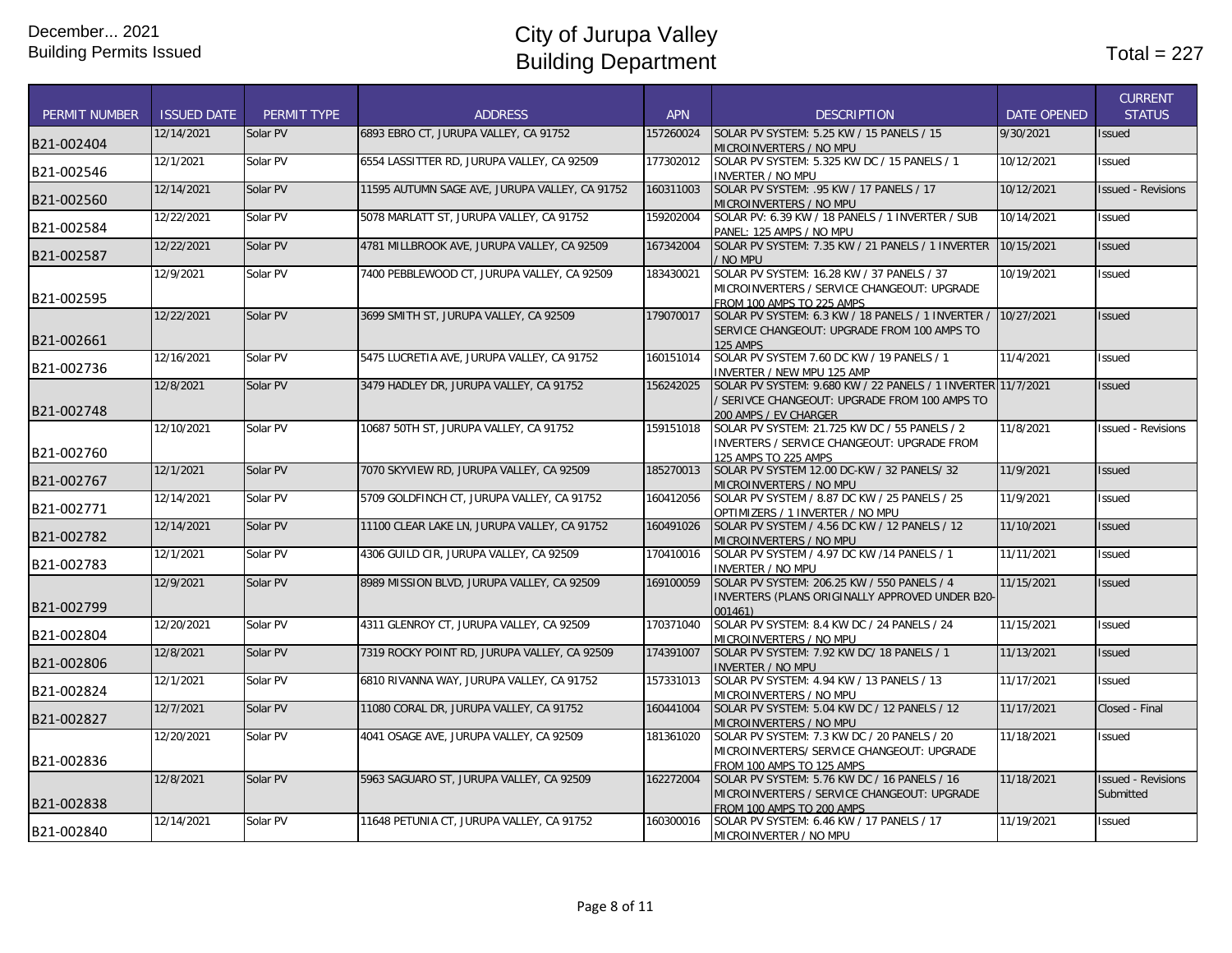December... 2021
Building Permits Issued

# City of Jurupa Valley
# Building Department

Total = 227

| PERMIT NUMBER | ISSUED DATE | PERMIT TYPE | ADDRESS | APN | DESCRIPTION | DATE OPENED | CURRENT STATUS |
|---|---|---|---|---|---|---|---|
| B21-002404 | 12/14/2021 | Solar PV | 6893 EBRO CT, JURUPA VALLEY, CA 91752 | 157260024 | SOLAR PV SYSTEM: 5.25 KW / 15 PANELS / 15 MICROINVERTERS / NO MPU | 9/30/2021 | Issued |
| B21-002546 | 12/1/2021 | Solar PV | 6554 LASSITTER RD, JURUPA VALLEY, CA 92509 | 177302012 | SOLAR PV SYSTEM: 5.325 KW DC / 15 PANELS / 1 INVERTER / NO MPU | 10/12/2021 | Issued |
| B21-002560 | 12/14/2021 | Solar PV | 11595 AUTUMN SAGE AVE, JURUPA VALLEY, CA 91752 | 160311003 | SOLAR PV SYSTEM: .95 KW / 17 PANELS / 17 MICROINVERTERS / NO MPU | 10/12/2021 | Issued - Revisions |
| B21-002584 | 12/22/2021 | Solar PV | 5078 MARLATT ST, JURUPA VALLEY, CA 91752 | 159202004 | SOLAR PV: 6.39 KW / 18 PANELS / 1 INVERTER / SUB PANEL: 125 AMPS / NO MPU | 10/14/2021 | Issued |
| B21-002587 | 12/22/2021 | Solar PV | 4781 MILLBROOK AVE, JURUPA VALLEY, CA 92509 | 167342004 | SOLAR PV SYSTEM: 7.35 KW / 21 PANELS / 1 INVERTER / NO MPU | 10/15/2021 | Issued |
| B21-002595 | 12/9/2021 | Solar PV | 7400 PEBBLEWOOD CT, JURUPA VALLEY, CA 92509 | 183430021 | SOLAR PV SYSTEM: 16.28 KW / 37 PANELS / 37 MICROINVERTERS / SERVICE CHANGEOUT: UPGRADE FROM 100 AMPS TO 225 AMPS | 10/19/2021 | Issued |
| B21-002661 | 12/22/2021 | Solar PV | 3699 SMITH ST, JURUPA VALLEY, CA 92509 | 179070017 | SOLAR PV SYSTEM: 6.3 KW / 18 PANELS / 1 INVERTER / SERVICE CHANGEOUT: UPGRADE FROM 100 AMPS TO 125 AMPS | 10/27/2021 | Issued |
| B21-002736 | 12/16/2021 | Solar PV | 5475 LUCRETIA AVE, JURUPA VALLEY, CA 91752 | 160151014 | SOLAR PV SYSTEM 7.60 DC KW / 19 PANELS / 1 INVERTER / NEW MPU 125 AMP | 11/4/2021 | Issued |
| B21-002748 | 12/8/2021 | Solar PV | 3479 HADLEY DR, JURUPA VALLEY, CA 91752 | 156242025 | SOLAR PV SYSTEM: 9.680 KW / 22 PANELS / 1 INVERTER / SERIVCE CHANGEOUT: UPGRADE FROM 100 AMPS TO 200 AMPS / EV CHARGER | 11/7/2021 | Issued |
| B21-002760 | 12/10/2021 | Solar PV | 10687 50TH ST, JURUPA VALLEY, CA 91752 | 159151018 | SOLAR PV SYSTEM: 21.725 KW DC / 55 PANELS / 2 INVERTERS / SERVICE CHANGEOUT: UPGRADE FROM 125 AMPS TO 225 AMPS | 11/8/2021 | Issued - Revisions |
| B21-002767 | 12/1/2021 | Solar PV | 7070 SKYVIEW RD, JURUPA VALLEY, CA 92509 | 185270013 | SOLAR PV SYSTEM 12.00 DC-KW / 32 PANELS/ 32 MICROINVERTERS / NO MPU | 11/9/2021 | Issued |
| B21-002771 | 12/14/2021 | Solar PV | 5709 GOLDFINCH CT, JURUPA VALLEY, CA 91752 | 160412056 | SOLAR PV SYSTEM / 8.87 DC KW / 25 PANELS / 25 OPTIMIZERS / 1 INVERTER / NO MPU | 11/9/2021 | Issued |
| B21-002782 | 12/14/2021 | Solar PV | 11100 CLEAR LAKE LN, JURUPA VALLEY, CA 91752 | 160491026 | SOLAR PV SYSTEM / 4.56 DC KW / 12 PANELS / 12 MICROINVERTERS / NO MPU | 11/10/2021 | Issued |
| B21-002783 | 12/1/2021 | Solar PV | 4306 GUILD CIR, JURUPA VALLEY, CA 92509 | 170410016 | SOLAR PV SYSTEM / 4.97 DC KW /14 PANELS / 1 INVERTER / NO MPU | 11/11/2021 | Issued |
| B21-002799 | 12/9/2021 | Solar PV | 8989 MISSION BLVD, JURUPA VALLEY, CA 92509 | 169100059 | SOLAR PV SYSTEM: 206.25 KW / 550 PANELS / 4 INVERTERS (PLANS ORIGINALLY APPROVED UNDER B20-001461) | 11/15/2021 | Issued |
| B21-002804 | 12/20/2021 | Solar PV | 4311 GLENROY CT, JURUPA VALLEY, CA 92509 | 170371040 | SOLAR PV SYSTEM: 8.4 KW DC / 24 PANELS / 24 MICROINVERTERS / NO MPU | 11/15/2021 | Issued |
| B21-002806 | 12/8/2021 | Solar PV | 7319 ROCKY POINT RD, JURUPA VALLEY, CA 92509 | 174391007 | SOLAR PV SYSTEM: 7.92 KW DC/ 18 PANELS / 1 INVERTER / NO MPU | 11/13/2021 | Issued |
| B21-002824 | 12/1/2021 | Solar PV | 6810 RIVANNA WAY, JURUPA VALLEY, CA 91752 | 157331013 | SOLAR PV SYSTEM: 4.94 KW / 13 PANELS / 13 MICROINVERTERS / NO MPU | 11/17/2021 | Issued |
| B21-002827 | 12/7/2021 | Solar PV | 11080 CORAL DR, JURUPA VALLEY, CA 91752 | 160441004 | SOLAR PV SYSTEM: 5.04 KW DC / 12 PANELS / 12 MICROINVERTERS / NO MPU | 11/17/2021 | Closed - Final |
| B21-002836 | 12/20/2021 | Solar PV | 4041 OSAGE AVE, JURUPA VALLEY, CA 92509 | 181361020 | SOLAR PV SYSTEM: 7.3 KW DC / 20 PANELS / 20 MICROINVERTERS/ SERVICE CHANGEOUT: UPGRADE FROM 100 AMPS TO 125 AMPS | 11/18/2021 | Issued |
| B21-002838 | 12/8/2021 | Solar PV | 5963 SAGUARO ST, JURUPA VALLEY, CA 92509 | 162272004 | SOLAR PV SYSTEM: 5.76 KW DC / 16 PANELS / 16 MICROINVERTERS / SERVICE CHANGEOUT: UPGRADE FROM 100 AMPS TO 200 AMPS | 11/18/2021 | Issued - Revisions Submitted |
| B21-002840 | 12/14/2021 | Solar PV | 11648 PETUNIA CT, JURUPA VALLEY, CA 91752 | 160300016 | SOLAR PV SYSTEM: 6.46 KW / 17 PANELS / 17 MICROINVERTER / NO MPU | 11/19/2021 | Issued |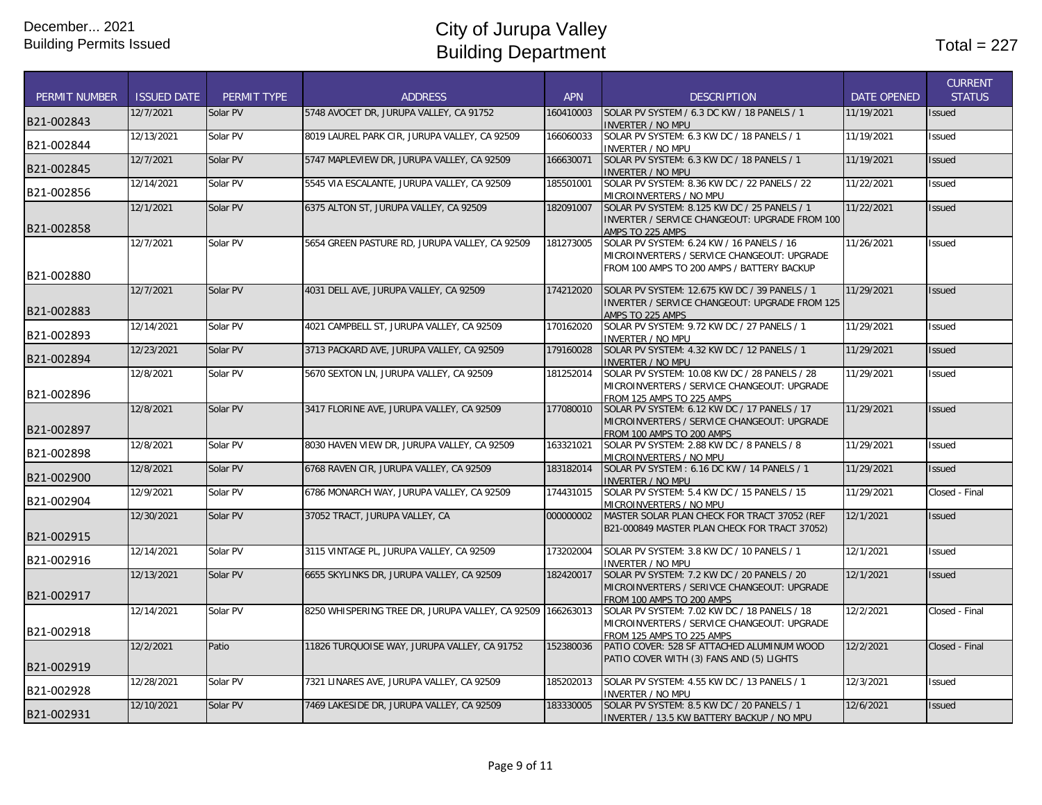December... 2021
Building Permits Issued

# City of Jurupa Valley
# Building Department

Total = 227

| PERMIT NUMBER | ISSUED DATE | PERMIT TYPE | ADDRESS | APN | DESCRIPTION | DATE OPENED | CURRENT STATUS |
|---|---|---|---|---|---|---|---|
| B21-002843 | 12/7/2021 | Solar PV | 5748 AVOCET DR, JURUPA VALLEY, CA 91752 | 160410003 | SOLAR PV SYSTEM / 6.3 DC KW / 18 PANELS / 1 INVERTER / NO MPU | 11/19/2021 | Issued |
| B21-002844 | 12/13/2021 | Solar PV | 8019 LAUREL PARK CIR, JURUPA VALLEY, CA 92509 | 166060033 | SOLAR PV SYSTEM: 6.3 KW DC / 18 PANELS / 1 INVERTER / NO MPU | 11/19/2021 | Issued |
| B21-002845 | 12/7/2021 | Solar PV | 5747 MAPLEVIEW DR, JURUPA VALLEY, CA 92509 | 166630071 | SOLAR PV SYSTEM: 6.3 KW DC / 18 PANELS / 1 INVERTER / NO MPU | 11/19/2021 | Issued |
| B21-002856 | 12/14/2021 | Solar PV | 5545 VIA ESCALANTE, JURUPA VALLEY, CA 92509 | 185501001 | SOLAR PV SYSTEM: 8.36 KW DC / 22 PANELS / 22 MICROINVERTERS / NO MPU | 11/22/2021 | Issued |
| B21-002858 | 12/1/2021 | Solar PV | 6375 ALTON ST, JURUPA VALLEY, CA 92509 | 182091007 | SOLAR PV SYSTEM: 8.125 KW DC / 25 PANELS / 1 INVERTER / SERVICE CHANGEOUT: UPGRADE FROM 100 AMPS TO 225 AMPS | 11/22/2021 | Issued |
| B21-002880 | 12/7/2021 | Solar PV | 5654 GREEN PASTURE RD, JURUPA VALLEY, CA 92509 | 181273005 | SOLAR PV SYSTEM: 6.24 KW / 16 PANELS / 16 MICROINVERTERS / SERVICE CHANGEOUT: UPGRADE FROM 100 AMPS TO 200 AMPS / BATTERY BACKUP | 11/26/2021 | Issued |
| B21-002883 | 12/7/2021 | Solar PV | 4031 DELL AVE, JURUPA VALLEY, CA 92509 | 174212020 | SOLAR PV SYSTEM: 12.675 KW DC / 39 PANELS / 1 INVERTER / SERVICE CHANGEOUT: UPGRADE FROM 125 AMPS TO 225 AMPS | 11/29/2021 | Issued |
| B21-002893 | 12/14/2021 | Solar PV | 4021 CAMPBELL ST, JURUPA VALLEY, CA 92509 | 170162020 | SOLAR PV SYSTEM: 9.72 KW DC / 27 PANELS / 1 INVERTER / NO MPU | 11/29/2021 | Issued |
| B21-002894 | 12/23/2021 | Solar PV | 3713 PACKARD AVE, JURUPA VALLEY, CA 92509 | 179160028 | SOLAR PV SYSTEM: 4.32 KW DC / 12 PANELS / 1 INVERTER / NO MPU | 11/29/2021 | Issued |
| B21-002896 | 12/8/2021 | Solar PV | 5670 SEXTON LN, JURUPA VALLEY, CA 92509 | 181252014 | SOLAR PV SYSTEM: 10.08 KW DC / 28 PANELS / 28 MICROINVERTERS / SERVICE CHANGEOUT: UPGRADE FROM 125 AMPS TO 225 AMPS | 11/29/2021 | Issued |
| B21-002897 | 12/8/2021 | Solar PV | 3417 FLORINE AVE, JURUPA VALLEY, CA 92509 | 177080010 | SOLAR PV SYSTEM: 6.12 KW DC / 17 PANELS / 17 MICROINVERTERS / SERVICE CHANGEOUT: UPGRADE FROM 100 AMPS TO 200 AMPS | 11/29/2021 | Issued |
| B21-002898 | 12/8/2021 | Solar PV | 8030 HAVEN VIEW DR, JURUPA VALLEY, CA 92509 | 163321021 | SOLAR PV SYSTEM: 2.88 KW DC / 8 PANELS / 8 MICROINVERTERS / NO MPU | 11/29/2021 | Issued |
| B21-002900 | 12/8/2021 | Solar PV | 6768 RAVEN CIR, JURUPA VALLEY, CA 92509 | 183182014 | SOLAR PV SYSTEM : 6.16 DC KW / 14 PANELS / 1 INVERTER / NO MPU | 11/29/2021 | Issued |
| B21-002904 | 12/9/2021 | Solar PV | 6786 MONARCH WAY, JURUPA VALLEY, CA 92509 | 174431015 | SOLAR PV SYSTEM: 5.4 KW DC / 15 PANELS / 15 MICROINVERTERS / NO MPU | 11/29/2021 | Closed - Final |
| B21-002915 | 12/30/2021 | Solar PV | 37052 TRACT, JURUPA VALLEY, CA | 000000002 | MASTER SOLAR PLAN CHECK FOR TRACT 37052 (REF B21-000849 MASTER PLAN CHECK FOR TRACT 37052) | 12/1/2021 | Issued |
| B21-002916 | 12/14/2021 | Solar PV | 3115 VINTAGE PL, JURUPA VALLEY, CA 92509 | 173202004 | SOLAR PV SYSTEM: 3.8 KW DC / 10 PANELS / 1 INVERTER / NO MPU | 12/1/2021 | Issued |
| B21-002917 | 12/13/2021 | Solar PV | 6655 SKYLINKS DR, JURUPA VALLEY, CA 92509 | 182420017 | SOLAR PV SYSTEM: 7.2 KW DC / 20 PANELS / 20 MICROINVERTERS / SERIVCE CHANGEOUT: UPGRADE FROM 100 AMPS TO 200 AMPS | 12/1/2021 | Issued |
| B21-002918 | 12/14/2021 | Solar PV | 8250 WHISPERING TREE DR, JURUPA VALLEY, CA 92509 | 166263013 | SOLAR PV SYSTEM: 7.02 KW DC / 18 PANELS / 18 MICROINVERTERS / SERVICE CHANGEOUT: UPGRADE FROM 125 AMPS TO 225 AMPS | 12/2/2021 | Closed - Final |
| B21-002919 | 12/2/2021 | Patio | 11826 TURQUOISE WAY, JURUPA VALLEY, CA 91752 | 152380036 | PATIO COVER: 528 SF ATTACHED ALUMINUM WOOD PATIO COVER WITH (3) FANS AND (5) LIGHTS | 12/2/2021 | Closed - Final |
| B21-002928 | 12/28/2021 | Solar PV | 7321 LINARES AVE, JURUPA VALLEY, CA 92509 | 185202013 | SOLAR PV SYSTEM: 4.55 KW DC / 13 PANELS / 1 INVERTER / NO MPU | 12/3/2021 | Issued |
| B21-002931 | 12/10/2021 | Solar PV | 7469 LAKESIDE DR, JURUPA VALLEY, CA 92509 | 183330005 | SOLAR PV SYSTEM: 8.5 KW DC / 20 PANELS / 1 INVERTER / 13.5 KW BATTERY BACKUP / NO MPU | 12/6/2021 | Issued |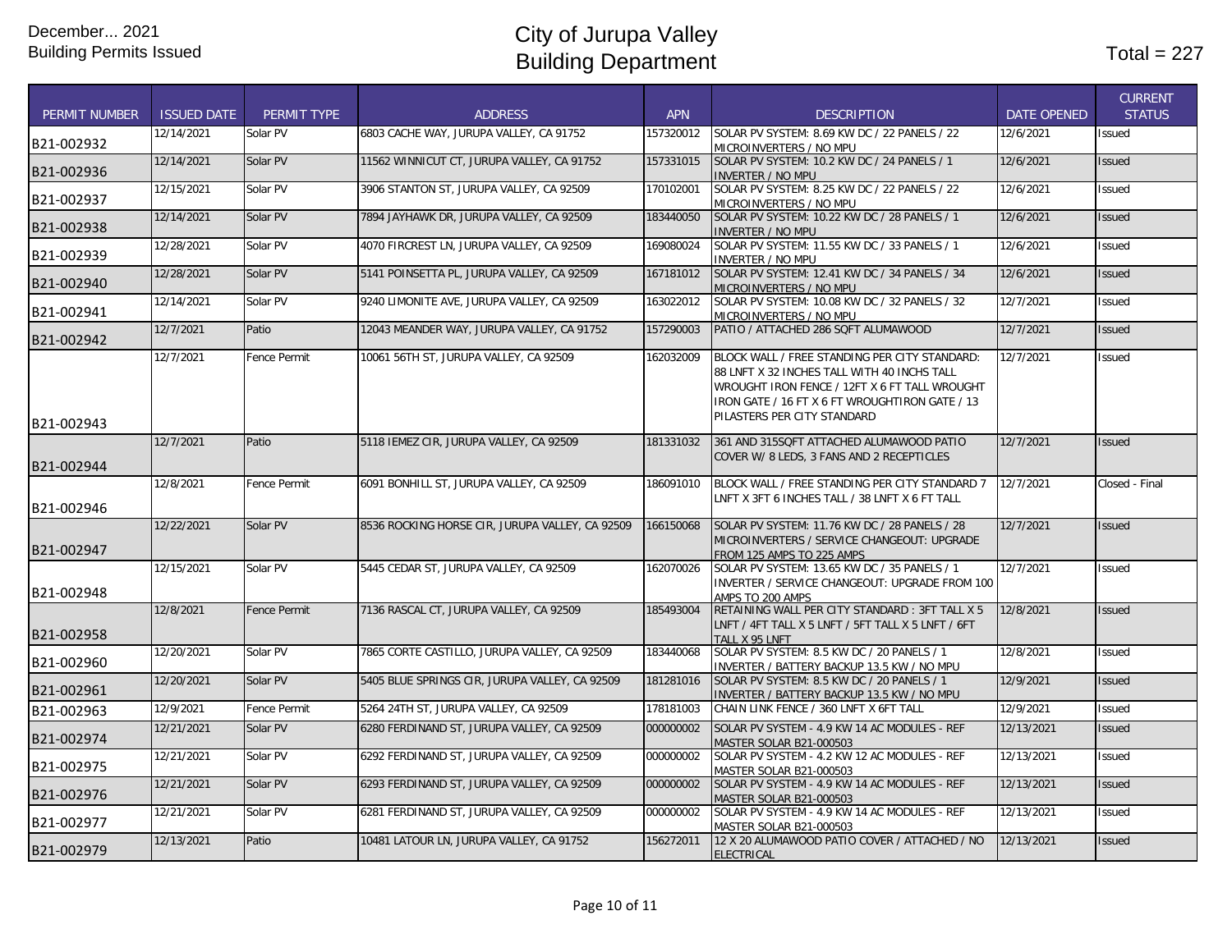December... 2021
Building Permits Issued

# City of Jurupa Valley
# Building Department

Total = 227

| PERMIT NUMBER | ISSUED DATE | PERMIT TYPE | ADDRESS | APN | DESCRIPTION | DATE OPENED | CURRENT STATUS |
|---|---|---|---|---|---|---|---|
| B21-002932 | 12/14/2021 | Solar PV | 6803 CACHE WAY, JURUPA VALLEY, CA 91752 | 157320012 | SOLAR PV SYSTEM: 8.69 KW DC / 22 PANELS / 22 MICROINVERTERS / NO MPU | 12/6/2021 | Issued |
| B21-002936 | 12/14/2021 | Solar PV | 11562 WINNICUT CT, JURUPA VALLEY, CA 91752 | 157331015 | SOLAR PV SYSTEM: 10.2 KW DC / 24 PANELS / 1 INVERTER / NO MPU | 12/6/2021 | Issued |
| B21-002937 | 12/15/2021 | Solar PV | 3906 STANTON ST, JURUPA VALLEY, CA 92509 | 170102001 | SOLAR PV SYSTEM: 8.25 KW DC / 22 PANELS / 22 MICROINVERTERS / NO MPU | 12/6/2021 | Issued |
| B21-002938 | 12/14/2021 | Solar PV | 7894 JAYHAWK DR, JURUPA VALLEY, CA 92509 | 183440050 | SOLAR PV SYSTEM: 10.22 KW DC / 28 PANELS / 1 INVERTER / NO MPU | 12/6/2021 | Issued |
| B21-002939 | 12/28/2021 | Solar PV | 4070 FIRCREST LN, JURUPA VALLEY, CA 92509 | 169080024 | SOLAR PV SYSTEM: 11.55 KW DC / 33 PANELS / 1 INVERTER / NO MPU | 12/6/2021 | Issued |
| B21-002940 | 12/28/2021 | Solar PV | 5141 POINSETTA PL, JURUPA VALLEY, CA 92509 | 167181012 | SOLAR PV SYSTEM: 12.41 KW DC / 34 PANELS / 34 MICROINVERTERS / NO MPU | 12/6/2021 | Issued |
| B21-002941 | 12/14/2021 | Solar PV | 9240 LIMONITE AVE, JURUPA VALLEY, CA 92509 | 163022012 | SOLAR PV SYSTEM: 10.08 KW DC / 32 PANELS / 32 MICROINVERTERS / NO MPU | 12/7/2021 | Issued |
| B21-002942 | 12/7/2021 | Patio | 12043 MEANDER WAY, JURUPA VALLEY, CA 91752 | 157290003 | PATIO / ATTACHED 286 SQFT ALUMAWOOD | 12/7/2021 | Issued |
| B21-002943 | 12/7/2021 | Fence Permit | 10061 56TH ST, JURUPA VALLEY, CA 92509 | 162032009 | BLOCK WALL / FREE STANDING PER CITY STANDARD: 88 LNFT X 32 INCHES TALL WITH 40 INCHS TALL WROUGHT IRON FENCE / 12FT X 6 FT TALL WROUGHT IRON GATE / 16 FT X 6 FT WROUGHTIRON GATE / 13 PILASTERS PER CITY STANDARD | 12/7/2021 | Issued |
| B21-002944 | 12/7/2021 | Patio | 5118 IEMEZ CIR, JURUPA VALLEY, CA 92509 | 181331032 | 361 AND 315SQFT ATTACHED ALUMAWOOD PATIO COVER W/ 8 LEDS, 3 FANS AND 2 RECEPTICLES | 12/7/2021 | Issued |
| B21-002946 | 12/8/2021 | Fence Permit | 6091 BONHILL ST, JURUPA VALLEY, CA 92509 | 186091010 | BLOCK WALL / FREE STANDING PER CITY STANDARD 7 LNFT X 3FT 6 INCHES TALL / 38 LNFT X 6 FT TALL | 12/7/2021 | Closed - Final |
| B21-002947 | 12/22/2021 | Solar PV | 8536 ROCKING HORSE CIR, JURUPA VALLEY, CA 92509 | 166150068 | SOLAR PV SYSTEM: 11.76 KW DC / 28 PANELS / 28 MICROINVERTERS / SERVICE CHANGEOUT: UPGRADE FROM 125 AMPS TO 225 AMPS | 12/7/2021 | Issued |
| B21-002948 | 12/15/2021 | Solar PV | 5445 CEDAR ST, JURUPA VALLEY, CA 92509 | 162070026 | SOLAR PV SYSTEM: 13.65 KW DC / 35 PANELS / 1 INVERTER / SERVICE CHANGEOUT: UPGRADE FROM 100 AMPS TO 200 AMPS | 12/7/2021 | Issued |
| B21-002958 | 12/8/2021 | Fence Permit | 7136 RASCAL CT, JURUPA VALLEY, CA 92509 | 185493004 | RETAINING WALL PER CITY STANDARD : 3FT TALL X 5 LNFT / 4FT TALL X 5 LNFT / 5FT TALL X 5 LNFT / 6FT TALL X 95 LNFT | 12/8/2021 | Issued |
| B21-002960 | 12/20/2021 | Solar PV | 7865 CORTE CASTILLO, JURUPA VALLEY, CA 92509 | 183440068 | SOLAR PV SYSTEM: 8.5 KW DC / 20 PANELS / 1 INVERTER / BATTERY BACKUP 13.5 KW / NO MPU | 12/8/2021 | Issued |
| B21-002961 | 12/20/2021 | Solar PV | 5405 BLUE SPRINGS CIR, JURUPA VALLEY, CA 92509 | 181281016 | SOLAR PV SYSTEM: 8.5 KW DC / 20 PANELS / 1 INVERTER / BATTERY BACKUP 13.5 KW / NO MPU | 12/9/2021 | Issued |
| B21-002963 | 12/9/2021 | Fence Permit | 5264 24TH ST, JURUPA VALLEY, CA 92509 | 178181003 | CHAIN LINK FENCE / 360 LNFT X 6FT TALL | 12/9/2021 | Issued |
| B21-002974 | 12/21/2021 | Solar PV | 6280 FERDINAND ST, JURUPA VALLEY, CA 92509 | 000000002 | SOLAR PV SYSTEM - 4.9 KW 14 AC MODULES - REF MASTER SOLAR B21-000503 | 12/13/2021 | Issued |
| B21-002975 | 12/21/2021 | Solar PV | 6292 FERDINAND ST, JURUPA VALLEY, CA 92509 | 000000002 | SOLAR PV SYSTEM - 4.2 KW 12 AC MODULES - REF MASTER SOLAR B21-000503 | 12/13/2021 | Issued |
| B21-002976 | 12/21/2021 | Solar PV | 6293 FERDINAND ST, JURUPA VALLEY, CA 92509 | 000000002 | SOLAR PV SYSTEM - 4.9 KW 14 AC MODULES - REF MASTER SOLAR B21-000503 | 12/13/2021 | Issued |
| B21-002977 | 12/21/2021 | Solar PV | 6281 FERDINAND ST, JURUPA VALLEY, CA 92509 | 000000002 | SOLAR PV SYSTEM - 4.9 KW 14 AC MODULES - REF MASTER SOLAR B21-000503 | 12/13/2021 | Issued |
| B21-002979 | 12/13/2021 | Patio | 10481 LATOUR LN, JURUPA VALLEY, CA 91752 | 156272011 | 12 X 20 ALUMAWOOD PATIO COVER / ATTACHED / NO ELECTRICAL | 12/13/2021 | Issued |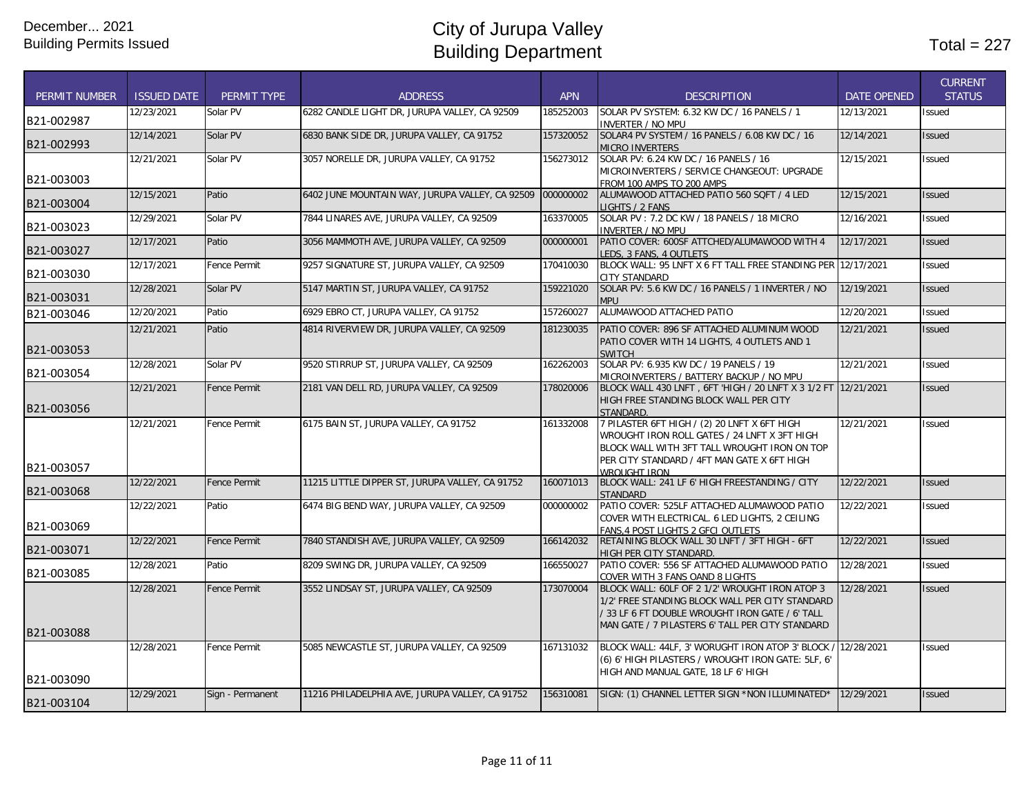December... 2021
Building Permits Issued

# City of Jurupa Valley
# Building Department

Total = 227

| PERMIT NUMBER | ISSUED DATE | PERMIT TYPE | ADDRESS | APN | DESCRIPTION | DATE OPENED | CURRENT STATUS |
|---|---|---|---|---|---|---|---|
| B21-002987 | 12/23/2021 | Solar PV | 6282 CANDLE LIGHT DR, JURUPA VALLEY, CA 92509 | 185252003 | SOLAR PV SYSTEM: 6.32 KW DC / 16 PANELS / 1 INVERTER / NO MPU | 12/13/2021 | Issued |
| B21-002993 | 12/14/2021 | Solar PV | 6830 BANK SIDE DR, JURUPA VALLEY, CA 91752 | 157320052 | SOLAR4 PV SYSTEM / 16 PANELS / 6.08 KW DC / 16 MICRO INVERTERS | 12/14/2021 | Issued |
| B21-003003 | 12/21/2021 | Solar PV | 3057 NORELLE DR, JURUPA VALLEY, CA 91752 | 156273012 | SOLAR PV: 6.24 KW DC / 16 PANELS / 16 MICROINVERTERS / SERVICE CHANGEOUT: UPGRADE FROM 100 AMPS TO 200 AMPS | 12/15/2021 | Issued |
| B21-003004 | 12/15/2021 | Patio | 6402 JUNE MOUNTAIN WAY, JURUPA VALLEY, CA 92509 | 000000002 | ALUMAWOOD ATTACHED PATIO 560 SQFT / 4 LED LIGHTS / 2 FANS | 12/15/2021 | Issued |
| B21-003023 | 12/29/2021 | Solar PV | 7844 LINARES AVE, JURUPA VALLEY, CA 92509 | 163370005 | SOLAR PV : 7.2 DC KW / 18 PANELS / 18 MICRO INVERTER / NO MPU | 12/16/2021 | Issued |
| B21-003027 | 12/17/2021 | Patio | 3056 MAMMOTH AVE, JURUPA VALLEY, CA 92509 | 000000001 | PATIO COVER: 600SF ATTCHED/ALUMAWOOD WITH 4 LEDS, 3 FANS, 4 OUTLETS | 12/17/2021 | Issued |
| B21-003030 | 12/17/2021 | Fence Permit | 9257 SIGNATURE ST, JURUPA VALLEY, CA 92509 | 170410030 | BLOCK WALL: 95 LNFT X 6 FT TALL FREE STANDING PER CITY STANDARD | 12/17/2021 | Issued |
| B21-003031 | 12/28/2021 | Solar PV | 5147 MARTIN ST, JURUPA VALLEY, CA 91752 | 159221020 | SOLAR PV: 5.6 KW DC / 16 PANELS / 1 INVERTER / NO MPU | 12/19/2021 | Issued |
| B21-003046 | 12/20/2021 | Patio | 6929 EBRO CT, JURUPA VALLEY, CA 91752 | 157260027 | ALUMAWOOD ATTACHED PATIO | 12/20/2021 | Issued |
| B21-003053 | 12/21/2021 | Patio | 4814 RIVERVIEW DR, JURUPA VALLEY, CA 92509 | 181230035 | PATIO COVER: 896 SF ATTACHED ALUMINUM WOOD PATIO COVER WITH 14 LIGHTS, 4 OUTLETS AND 1 SWITCH | 12/21/2021 | Issued |
| B21-003054 | 12/28/2021 | Solar PV | 9520 STIRRUP ST, JURUPA VALLEY, CA 92509 | 162262003 | SOLAR PV: 6.935 KW DC / 19 PANELS / 19 MICROINVERTERS / BATTERY BACKUP / NO MPU | 12/21/2021 | Issued |
| B21-003056 | 12/21/2021 | Fence Permit | 2181 VAN DELL RD, JURUPA VALLEY, CA 92509 | 178020006 | BLOCK WALL 430 LNFT , 6FT 'HIGH / 20 LNFT X 3 1/2 FT HIGH FREE STANDING BLOCK WALL PER CITY STANDARD. | 12/21/2021 | Issued |
| B21-003057 | 12/21/2021 | Fence Permit | 6175 BAIN ST, JURUPA VALLEY, CA 91752 | 161332008 | 7 PILASTER 6FT HIGH / (2) 20 LNFT X 6FT HIGH WROUGHT IRON ROLL GATES / 24 LNFT X 3FT HIGH BLOCK WALL WITH 3FT TALL WROUGHT IRON ON TOP PER CITY STANDARD / 4FT MAN GATE X 6FT HIGH WROUGHT IRON | 12/21/2021 | Issued |
| B21-003068 | 12/22/2021 | Fence Permit | 11215 LITTLE DIPPER ST, JURUPA VALLEY, CA 91752 | 160071013 | BLOCK WALL: 241 LF 6' HIGH FREESTANDING / CITY STANDARD | 12/22/2021 | Issued |
| B21-003069 | 12/22/2021 | Patio | 6474 BIG BEND WAY, JURUPA VALLEY, CA 92509 | 000000002 | PATIO COVER: 525LF ATTACHED ALUMAWOOD PATIO COVER WITH ELECTRICAL. 6 LED LIGHTS, 2 CEILING FANS,4 POST LIGHTS 2 GFCI OUTLETS | 12/22/2021 | Issued |
| B21-003071 | 12/22/2021 | Fence Permit | 7840 STANDISH AVE, JURUPA VALLEY, CA 92509 | 166142032 | RETAINING BLOCK WALL 30 LNFT / 3FT HIGH - 6FT HIGH PER CITY STANDARD. | 12/22/2021 | Issued |
| B21-003085 | 12/28/2021 | Patio | 8209 SWING DR, JURUPA VALLEY, CA 92509 | 166550027 | PATIO COVER: 556 SF ATTACHED ALUMAWOOD PATIO COVER WITH 3 FANS OAND 8 LIGHTS | 12/28/2021 | Issued |
| B21-003088 | 12/28/2021 | Fence Permit | 3552 LINDSAY ST, JURUPA VALLEY, CA 92509 | 173070004 | BLOCK WALL: 60LF OF 2 1/2' WROUGHT IRON ATOP 3 1/2' FREE STANDING BLOCK WALL PER CITY STANDARD / 33 LF 6 FT DOUBLE WROUGHT IRON GATE / 6' TALL MAN GATE / 7 PILASTERS 6' TALL PER CITY STANDARD | 12/28/2021 | Issued |
| B21-003090 | 12/28/2021 | Fence Permit | 5085 NEWCASTLE ST, JURUPA VALLEY, CA 92509 | 167131032 | BLOCK WALL: 44LF, 3' WORUGHT IRON ATOP 3' BLOCK / (6) 6' HIGH PILASTERS / WROUGHT IRON GATE: 5LF, 6' HIGH AND MANUAL GATE, 18 LF 6' HIGH | 12/28/2021 | Issued |
| B21-003104 | 12/29/2021 | Sign - Permanent | 11216 PHILADELPHIA AVE, JURUPA VALLEY, CA 91752 | 156310081 | SIGN: (1) CHANNEL LETTER SIGN *NON ILLUMINATED* | 12/29/2021 | Issued |